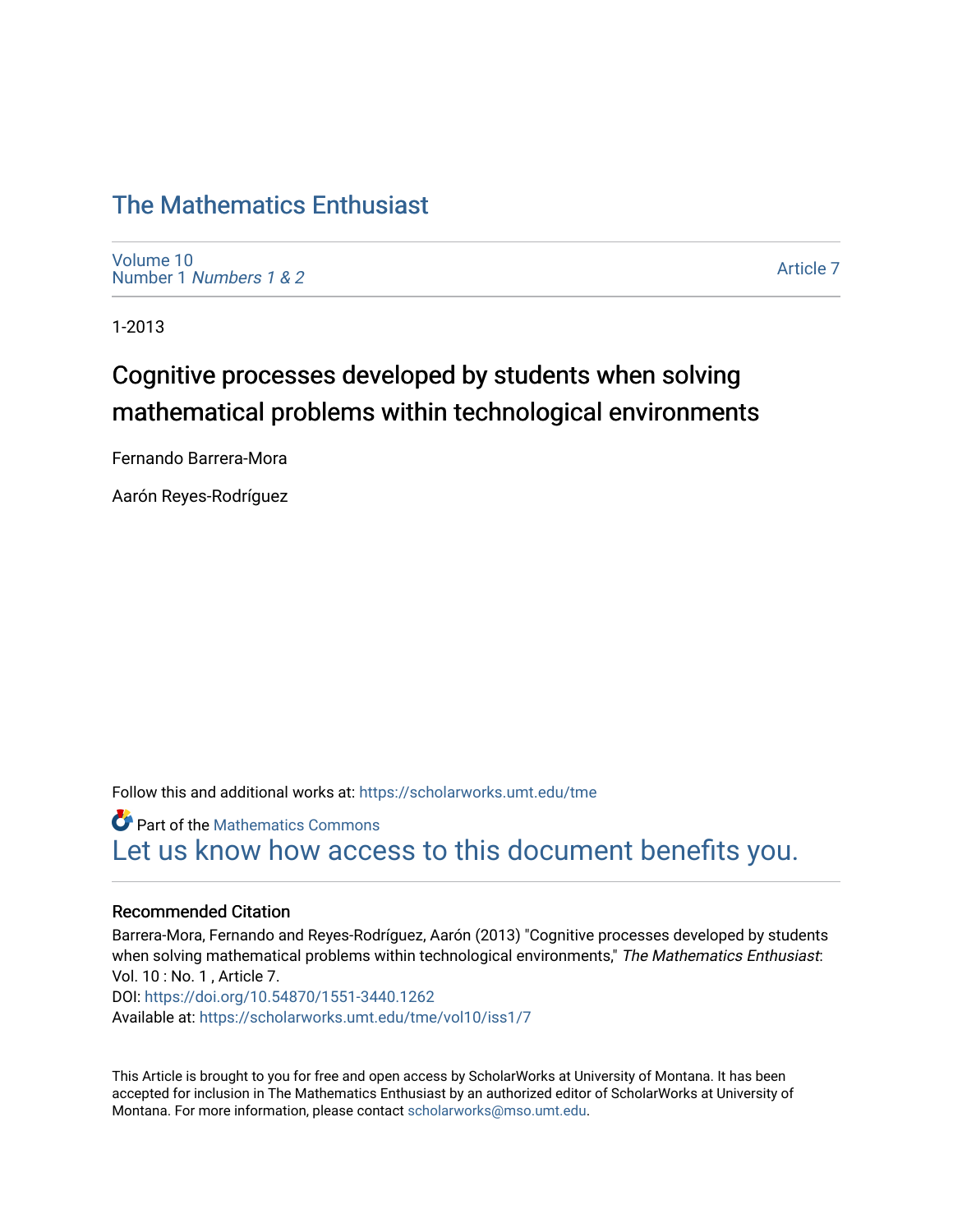# The Mathematics Enthusiast

Volume 10
Number 1 *Numbers 1 & 2*

Article 7

1-2013

## Cognitive processes developed by students when solving mathematical problems within technological environments

Fernando Barrera-Mora

Aarón Reyes-Rodríguez

Follow this and additional works at: https://scholarworks.umt.edu/tme

Part of the Mathematics Commons

Let us know how access to this document benefits you.

### Recommended Citation

Barrera-Mora, Fernando and Reyes-Rodríguez, Aarón (2013) "Cognitive processes developed by students when solving mathematical problems within technological environments," *The Mathematics Enthusiast*: Vol. 10 : No. 1 , Article 7.
DOI: https://doi.org/10.54870/1551-3440.1262
Available at: https://scholarworks.umt.edu/tme/vol10/iss1/7

This Article is brought to you for free and open access by ScholarWorks at University of Montana. It has been accepted for inclusion in The Mathematics Enthusiast by an authorized editor of ScholarWorks at University of Montana. For more information, please contact scholarworks@mso.umt.edu.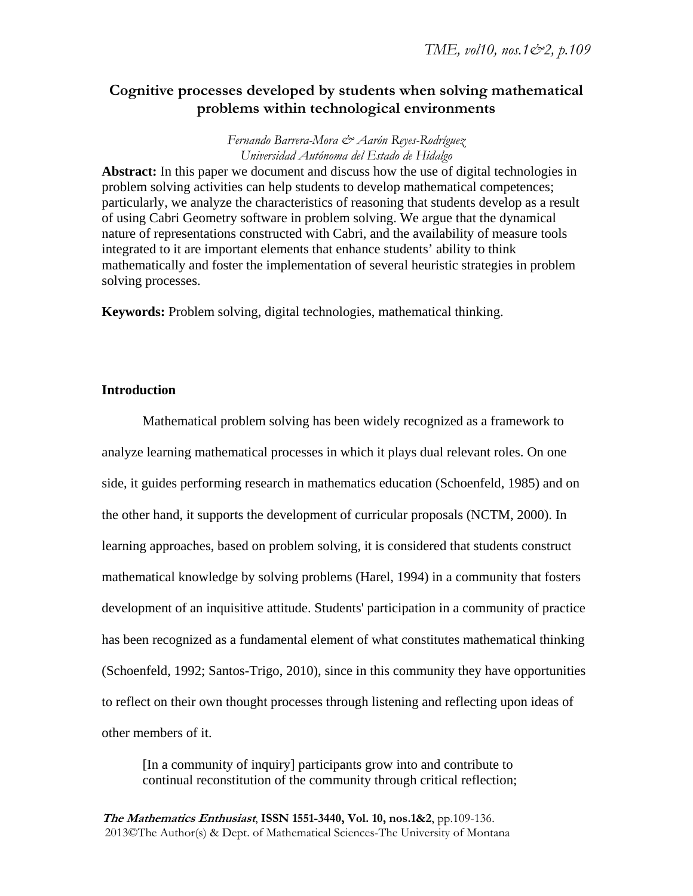# Cognitive processes developed by students when solving mathematical problems within technological environments

*Fernando Barrera-Mora & Aarón Reyes-Rodríguez*
*Universidad Autónoma del Estado de Hidalgo*

**Abstract:** In this paper we document and discuss how the use of digital technologies in problem solving activities can help students to develop mathematical competences; particularly, we analyze the characteristics of reasoning that students develop as a result of using Cabri Geometry software in problem solving. We argue that the dynamical nature of representations constructed with Cabri, and the availability of measure tools integrated to it are important elements that enhance students' ability to think mathematically and foster the implementation of several heuristic strategies in problem solving processes.

**Keywords:** Problem solving, digital technologies, mathematical thinking.

## Introduction

Mathematical problem solving has been widely recognized as a framework to analyze learning mathematical processes in which it plays dual relevant roles. On one side, it guides performing research in mathematics education (Schoenfeld, 1985) and on the other hand, it supports the development of curricular proposals (NCTM, 2000). In learning approaches, based on problem solving, it is considered that students construct mathematical knowledge by solving problems (Harel, 1994) in a community that fosters development of an inquisitive attitude. Students' participation in a community of practice has been recognized as a fundamental element of what constitutes mathematical thinking (Schoenfeld, 1992; Santos-Trigo, 2010), since in this community they have opportunities to reflect on their own thought processes through listening and reflecting upon ideas of other members of it.

> [In a community of inquiry] participants grow into and contribute to continual reconstitution of the community through critical reflection;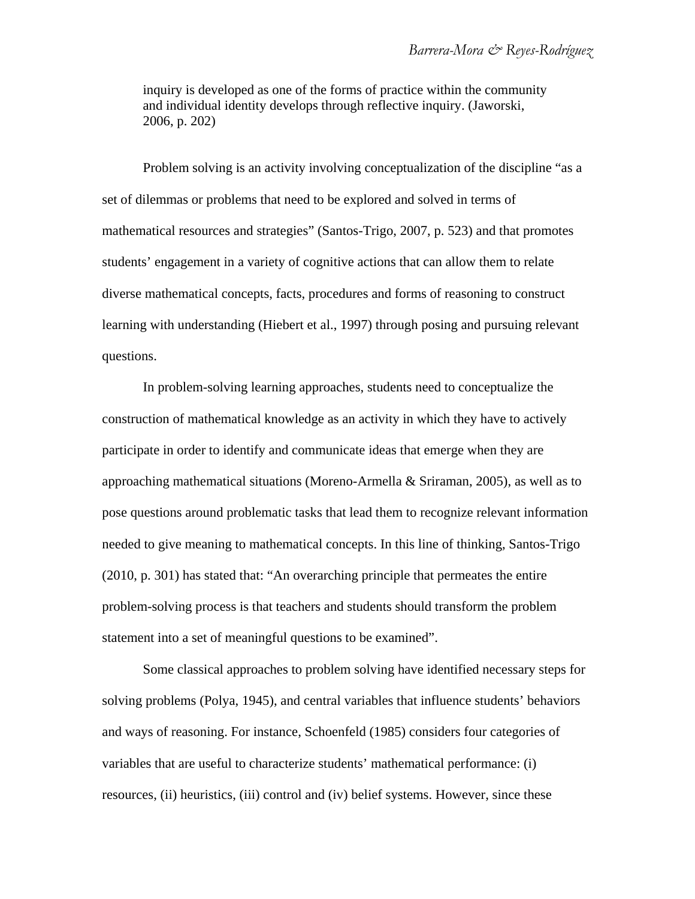> inquiry is developed as one of the forms of practice within the community and individual identity develops through reflective inquiry. (Jaworski, 2006, p. 202)

Problem solving is an activity involving conceptualization of the discipline "as a set of dilemmas or problems that need to be explored and solved in terms of mathematical resources and strategies" (Santos-Trigo, 2007, p. 523) and that promotes students' engagement in a variety of cognitive actions that can allow them to relate diverse mathematical concepts, facts, procedures and forms of reasoning to construct learning with understanding (Hiebert et al., 1997) through posing and pursuing relevant questions.

In problem-solving learning approaches, students need to conceptualize the construction of mathematical knowledge as an activity in which they have to actively participate in order to identify and communicate ideas that emerge when they are approaching mathematical situations (Moreno-Armella & Sriraman, 2005), as well as to pose questions around problematic tasks that lead them to recognize relevant information needed to give meaning to mathematical concepts. In this line of thinking, Santos-Trigo (2010, p. 301) has stated that: "An overarching principle that permeates the entire problem-solving process is that teachers and students should transform the problem statement into a set of meaningful questions to be examined".

Some classical approaches to problem solving have identified necessary steps for solving problems (Polya, 1945), and central variables that influence students' behaviors and ways of reasoning. For instance, Schoenfeld (1985) considers four categories of variables that are useful to characterize students' mathematical performance: (i) resources, (ii) heuristics, (iii) control and (iv) belief systems. However, since these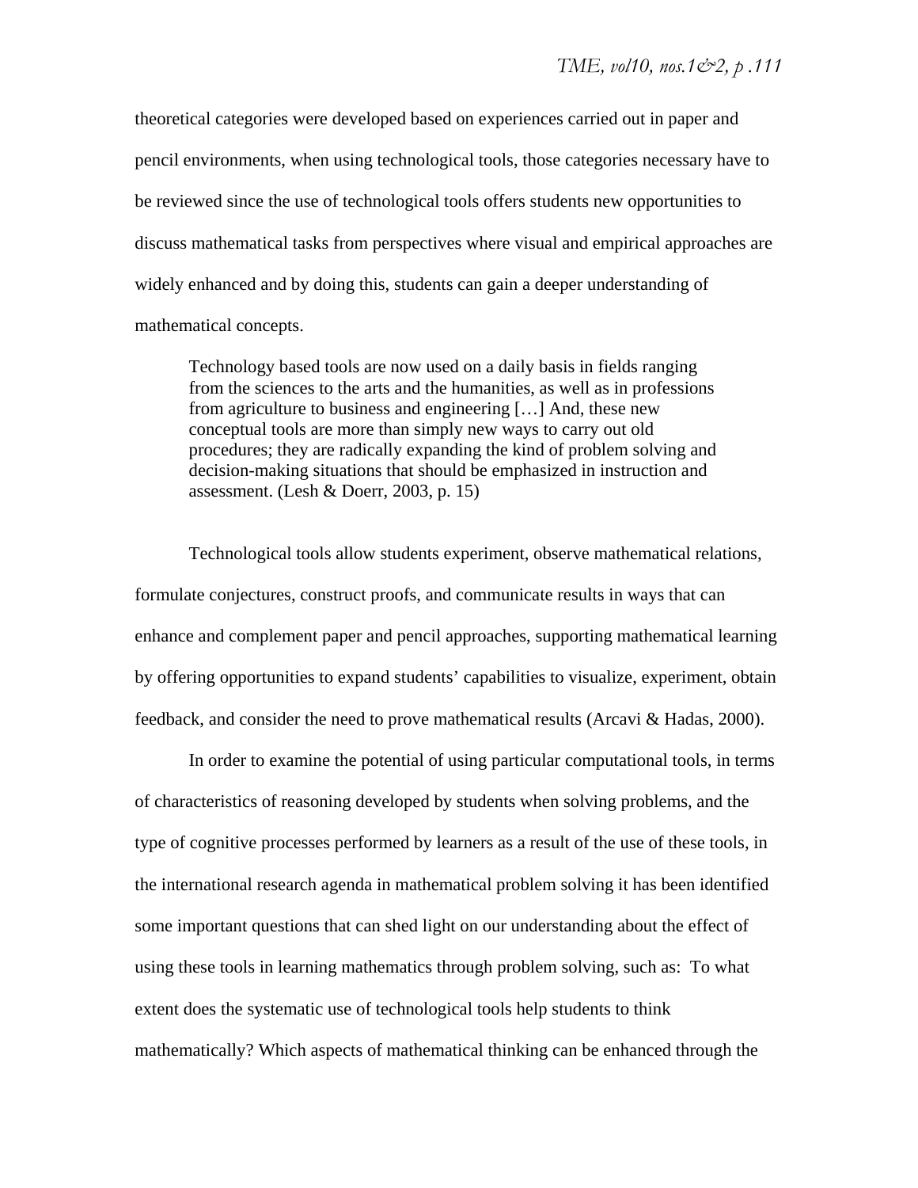theoretical categories were developed based on experiences carried out in paper and pencil environments, when using technological tools, those categories necessary have to be reviewed since the use of technological tools offers students new opportunities to discuss mathematical tasks from perspectives where visual and empirical approaches are widely enhanced and by doing this, students can gain a deeper understanding of mathematical concepts.

> Technology based tools are now used on a daily basis in fields ranging from the sciences to the arts and the humanities, as well as in professions from agriculture to business and engineering […] And, these new conceptual tools are more than simply new ways to carry out old procedures; they are radically expanding the kind of problem solving and decision-making situations that should be emphasized in instruction and assessment. (Lesh & Doerr, 2003, p. 15)

Technological tools allow students experiment, observe mathematical relations, formulate conjectures, construct proofs, and communicate results in ways that can enhance and complement paper and pencil approaches, supporting mathematical learning by offering opportunities to expand students' capabilities to visualize, experiment, obtain feedback, and consider the need to prove mathematical results (Arcavi & Hadas, 2000).

In order to examine the potential of using particular computational tools, in terms of characteristics of reasoning developed by students when solving problems, and the type of cognitive processes performed by learners as a result of the use of these tools, in the international research agenda in mathematical problem solving it has been identified some important questions that can shed light on our understanding about the effect of using these tools in learning mathematics through problem solving, such as: To what extent does the systematic use of technological tools help students to think mathematically? Which aspects of mathematical thinking can be enhanced through the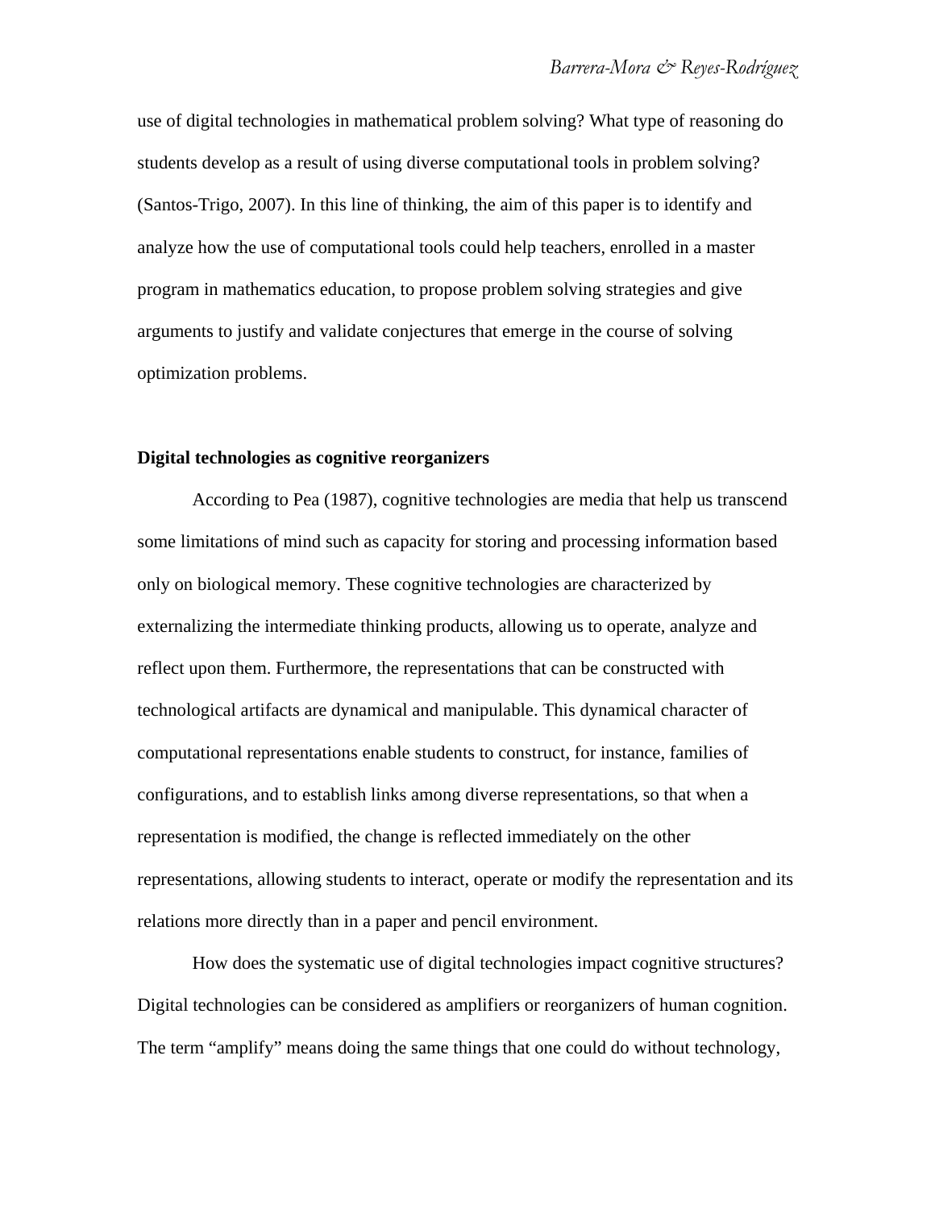use of digital technologies in mathematical problem solving? What type of reasoning do students develop as a result of using diverse computational tools in problem solving? (Santos-Trigo, 2007). In this line of thinking, the aim of this paper is to identify and analyze how the use of computational tools could help teachers, enrolled in a master program in mathematics education, to propose problem solving strategies and give arguments to justify and validate conjectures that emerge in the course of solving optimization problems.

**Digital technologies as cognitive reorganizers**

According to Pea (1987), cognitive technologies are media that help us transcend some limitations of mind such as capacity for storing and processing information based only on biological memory. These cognitive technologies are characterized by externalizing the intermediate thinking products, allowing us to operate, analyze and reflect upon them. Furthermore, the representations that can be constructed with technological artifacts are dynamical and manipulable. This dynamical character of computational representations enable students to construct, for instance, families of configurations, and to establish links among diverse representations, so that when a representation is modified, the change is reflected immediately on the other representations, allowing students to interact, operate or modify the representation and its relations more directly than in a paper and pencil environment.

How does the systematic use of digital technologies impact cognitive structures? Digital technologies can be considered as amplifiers or reorganizers of human cognition. The term "amplify" means doing the same things that one could do without technology,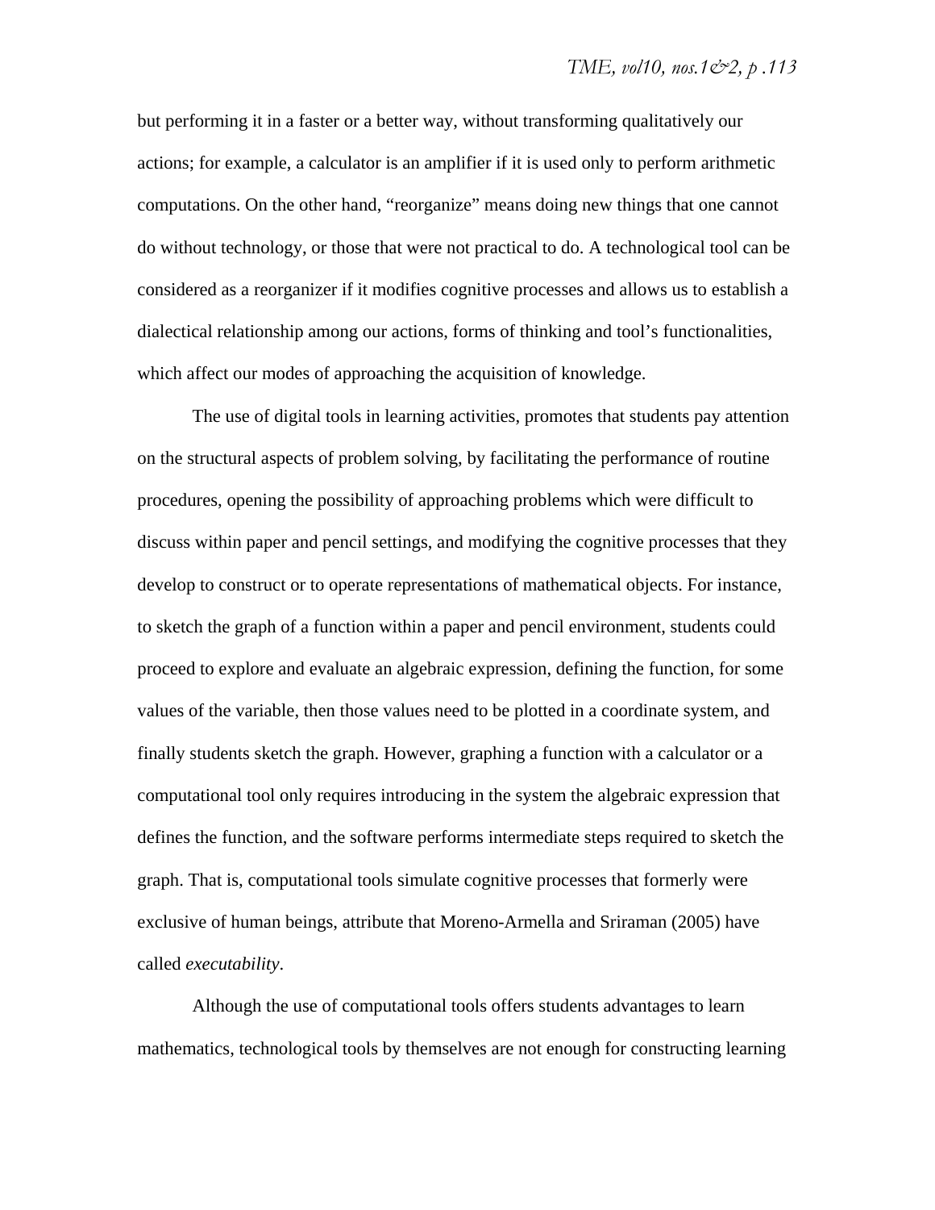but performing it in a faster or a better way, without transforming qualitatively our actions; for example, a calculator is an amplifier if it is used only to perform arithmetic computations. On the other hand, “reorganize” means doing new things that one cannot do without technology, or those that were not practical to do. A technological tool can be considered as a reorganizer if it modifies cognitive processes and allows us to establish a dialectical relationship among our actions, forms of thinking and tool’s functionalities, which affect our modes of approaching the acquisition of knowledge.

The use of digital tools in learning activities, promotes that students pay attention on the structural aspects of problem solving, by facilitating the performance of routine procedures, opening the possibility of approaching problems which were difficult to discuss within paper and pencil settings, and modifying the cognitive processes that they develop to construct or to operate representations of mathematical objects. For instance, to sketch the graph of a function within a paper and pencil environment, students could proceed to explore and evaluate an algebraic expression, defining the function, for some values of the variable, then those values need to be plotted in a coordinate system, and finally students sketch the graph. However, graphing a function with a calculator or a computational tool only requires introducing in the system the algebraic expression that defines the function, and the software performs intermediate steps required to sketch the graph. That is, computational tools simulate cognitive processes that formerly were exclusive of human beings, attribute that Moreno-Armella and Sriraman (2005) have called *executability*.

Although the use of computational tools offers students advantages to learn mathematics, technological tools by themselves are not enough for constructing learning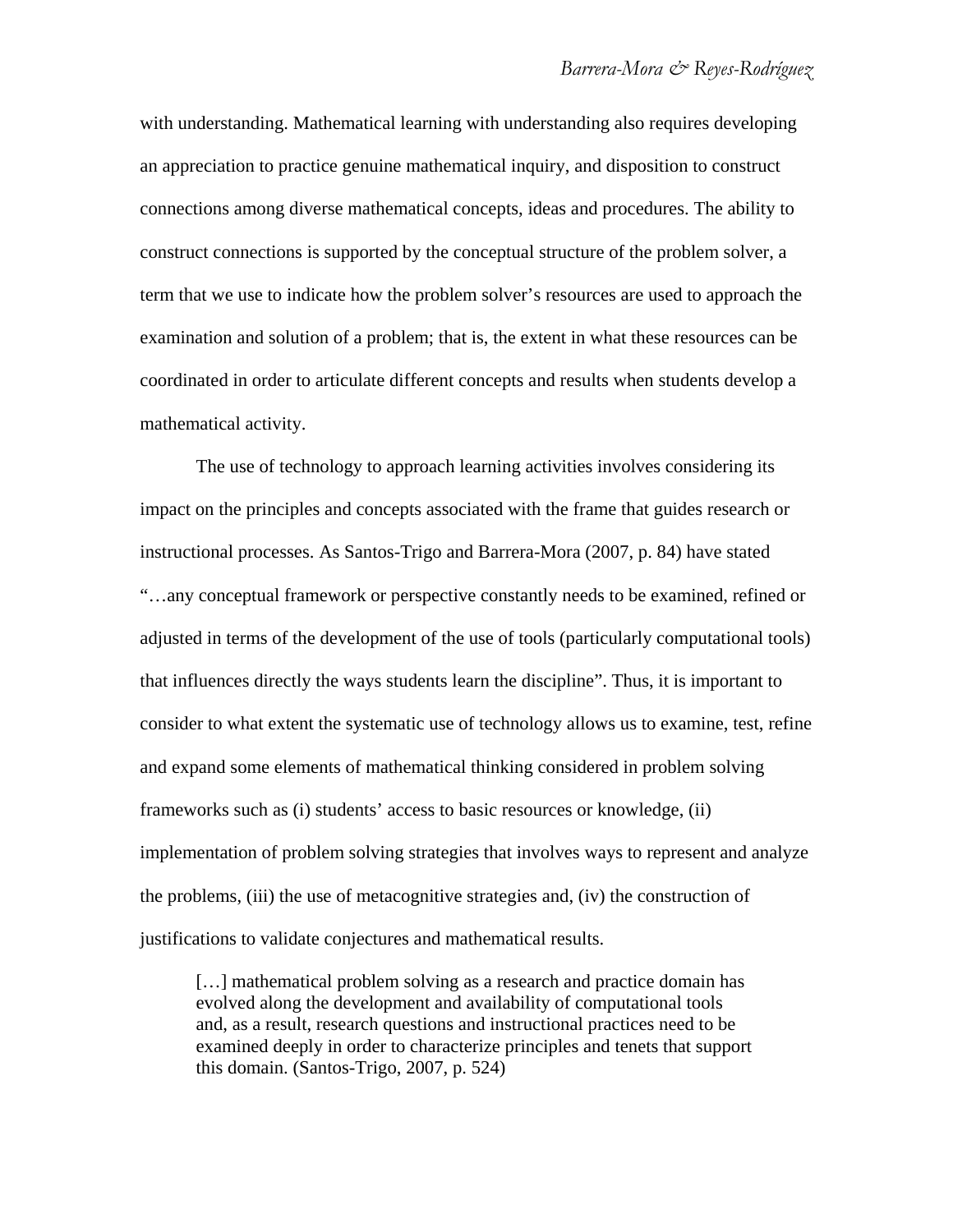with understanding. Mathematical learning with understanding also requires developing an appreciation to practice genuine mathematical inquiry, and disposition to construct connections among diverse mathematical concepts, ideas and procedures. The ability to construct connections is supported by the conceptual structure of the problem solver, a term that we use to indicate how the problem solver's resources are used to approach the examination and solution of a problem; that is, the extent in what these resources can be coordinated in order to articulate different concepts and results when students develop a mathematical activity.

The use of technology to approach learning activities involves considering its impact on the principles and concepts associated with the frame that guides research or instructional processes. As Santos-Trigo and Barrera-Mora (2007, p. 84) have stated "…any conceptual framework or perspective constantly needs to be examined, refined or adjusted in terms of the development of the use of tools (particularly computational tools) that influences directly the ways students learn the discipline". Thus, it is important to consider to what extent the systematic use of technology allows us to examine, test, refine and expand some elements of mathematical thinking considered in problem solving frameworks such as (i) students' access to basic resources or knowledge, (ii) implementation of problem solving strategies that involves ways to represent and analyze the problems, (iii) the use of metacognitive strategies and, (iv) the construction of justifications to validate conjectures and mathematical results.

> […] mathematical problem solving as a research and practice domain has evolved along the development and availability of computational tools and, as a result, research questions and instructional practices need to be examined deeply in order to characterize principles and tenets that support this domain. (Santos-Trigo, 2007, p. 524)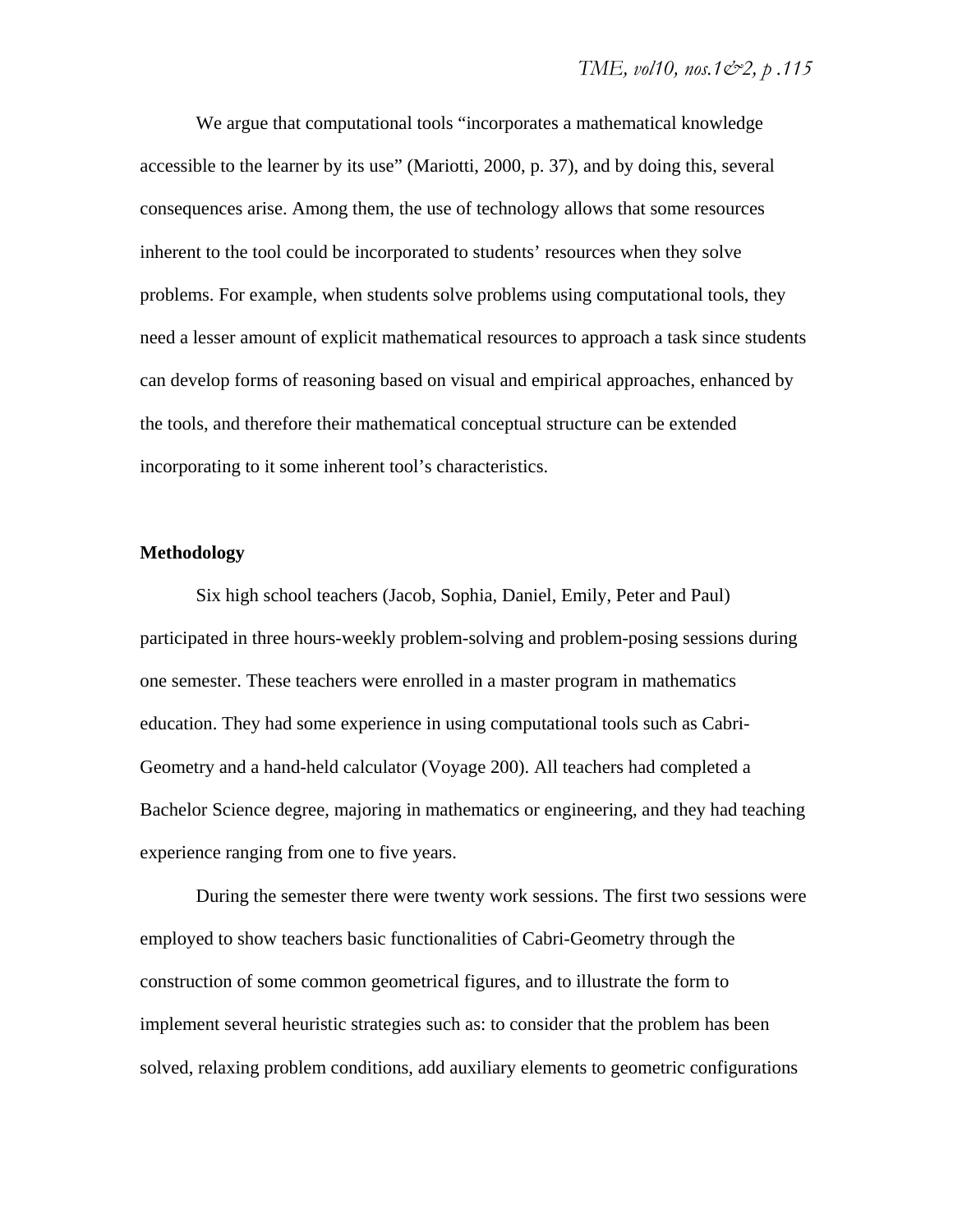We argue that computational tools "incorporates a mathematical knowledge accessible to the learner by its use" (Mariotti, 2000, p. 37), and by doing this, several consequences arise. Among them, the use of technology allows that some resources inherent to the tool could be incorporated to students' resources when they solve problems. For example, when students solve problems using computational tools, they need a lesser amount of explicit mathematical resources to approach a task since students can develop forms of reasoning based on visual and empirical approaches, enhanced by the tools, and therefore their mathematical conceptual structure can be extended incorporating to it some inherent tool's characteristics.

**Methodology**

Six high school teachers (Jacob, Sophia, Daniel, Emily, Peter and Paul) participated in three hours-weekly problem-solving and problem-posing sessions during one semester. These teachers were enrolled in a master program in mathematics education. They had some experience in using computational tools such as Cabri-Geometry and a hand-held calculator (Voyage 200). All teachers had completed a Bachelor Science degree, majoring in mathematics or engineering, and they had teaching experience ranging from one to five years.

During the semester there were twenty work sessions. The first two sessions were employed to show teachers basic functionalities of Cabri-Geometry through the construction of some common geometrical figures, and to illustrate the form to implement several heuristic strategies such as: to consider that the problem has been solved, relaxing problem conditions, add auxiliary elements to geometric configurations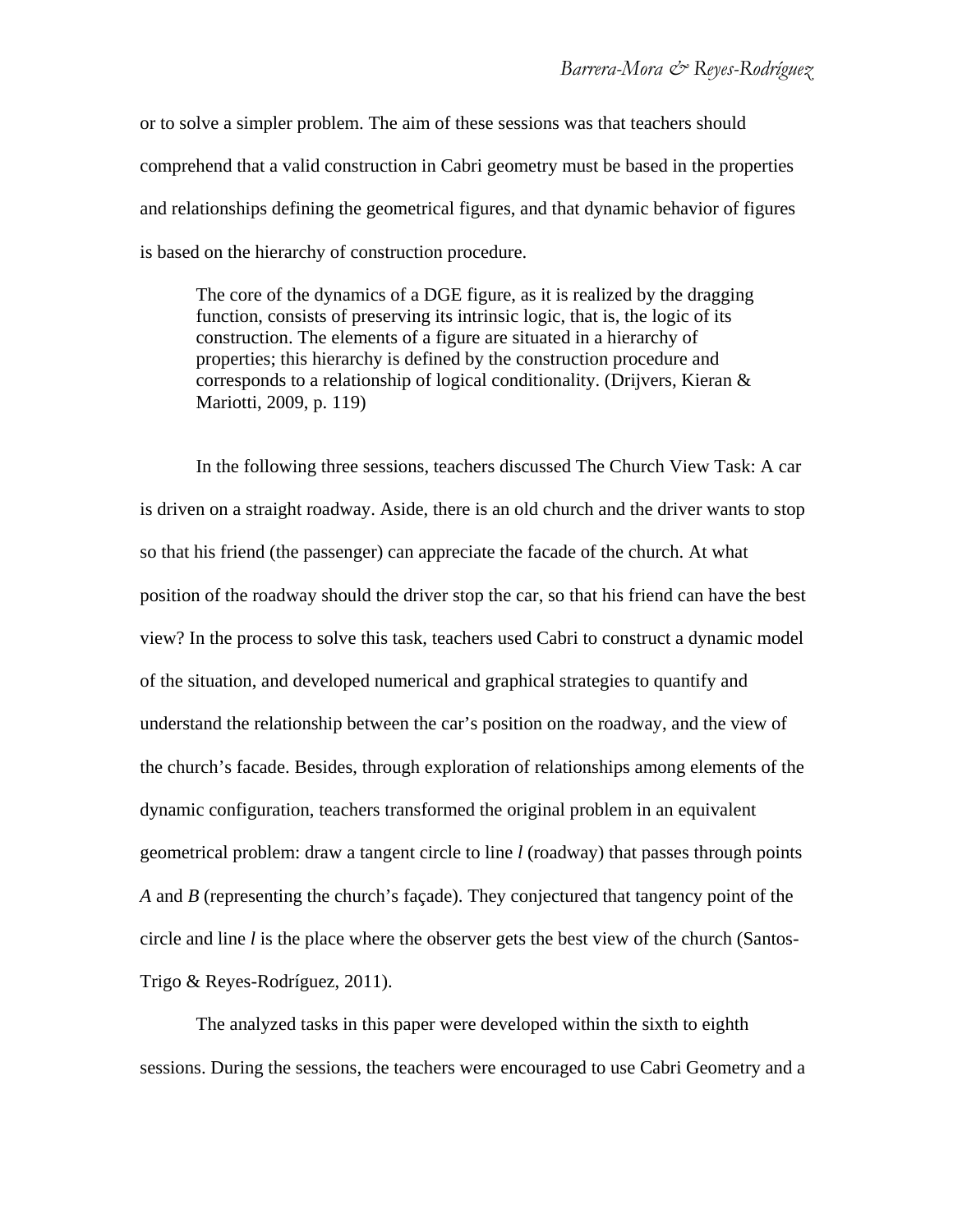or to solve a simpler problem. The aim of these sessions was that teachers should comprehend that a valid construction in Cabri geometry must be based in the properties and relationships defining the geometrical figures, and that dynamic behavior of figures is based on the hierarchy of construction procedure.

> The core of the dynamics of a DGE figure, as it is realized by the dragging function, consists of preserving its intrinsic logic, that is, the logic of its construction. The elements of a figure are situated in a hierarchy of properties; this hierarchy is defined by the construction procedure and corresponds to a relationship of logical conditionality. (Drijvers, Kieran & Mariotti, 2009, p. 119)

In the following three sessions, teachers discussed The Church View Task: A car is driven on a straight roadway. Aside, there is an old church and the driver wants to stop so that his friend (the passenger) can appreciate the facade of the church. At what position of the roadway should the driver stop the car, so that his friend can have the best view? In the process to solve this task, teachers used Cabri to construct a dynamic model of the situation, and developed numerical and graphical strategies to quantify and understand the relationship between the car's position on the roadway, and the view of the church's facade. Besides, through exploration of relationships among elements of the dynamic configuration, teachers transformed the original problem in an equivalent geometrical problem: draw a tangent circle to line *l* (roadway) that passes through points *A* and *B* (representing the church's façade). They conjectured that tangency point of the circle and line *l* is the place where the observer gets the best view of the church (Santos-Trigo & Reyes-Rodríguez, 2011).

The analyzed tasks in this paper were developed within the sixth to eighth sessions. During the sessions, the teachers were encouraged to use Cabri Geometry and a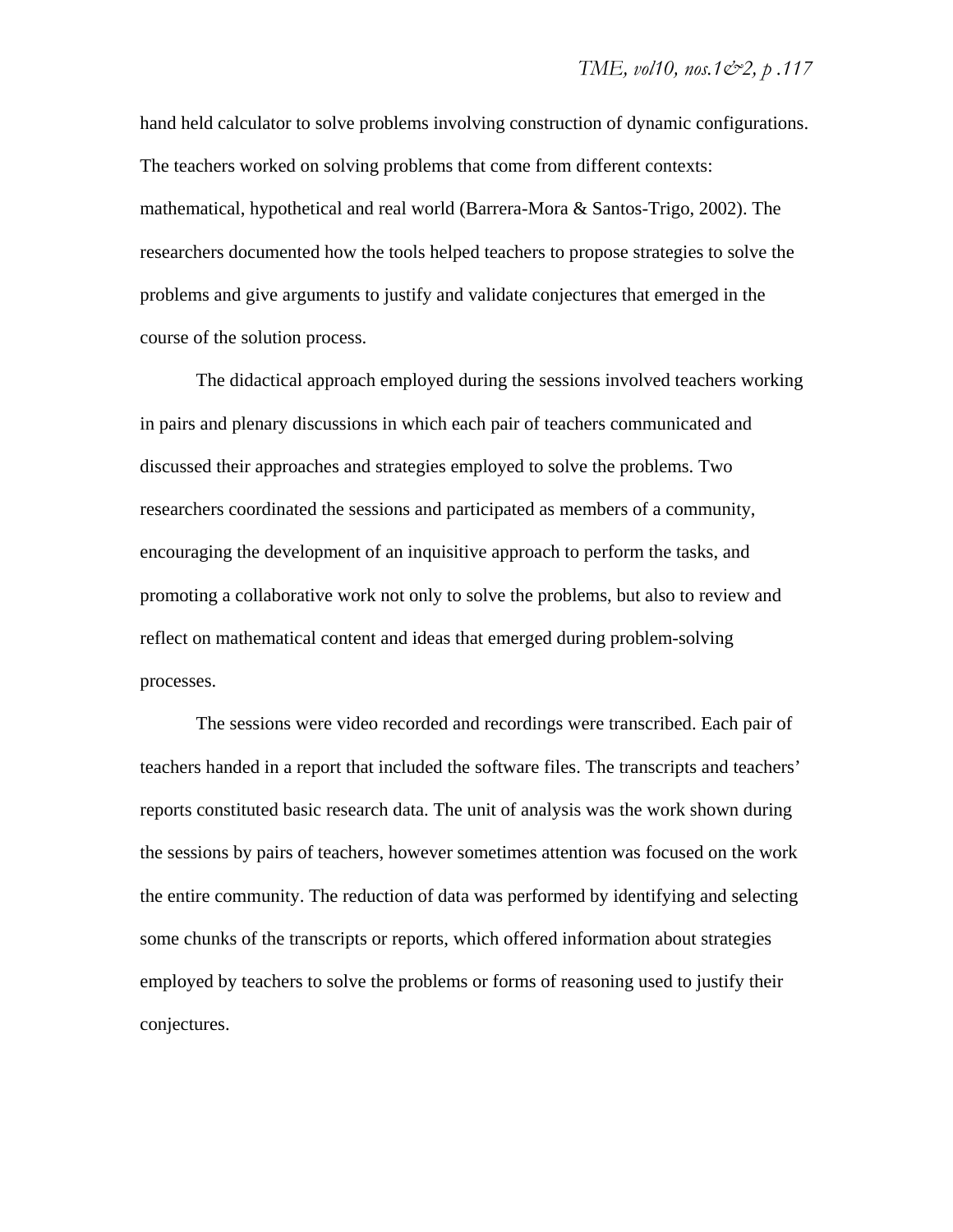hand held calculator to solve problems involving construction of dynamic configurations. The teachers worked on solving problems that come from different contexts: mathematical, hypothetical and real world (Barrera-Mora & Santos-Trigo, 2002). The researchers documented how the tools helped teachers to propose strategies to solve the problems and give arguments to justify and validate conjectures that emerged in the course of the solution process.

The didactical approach employed during the sessions involved teachers working in pairs and plenary discussions in which each pair of teachers communicated and discussed their approaches and strategies employed to solve the problems. Two researchers coordinated the sessions and participated as members of a community, encouraging the development of an inquisitive approach to perform the tasks, and promoting a collaborative work not only to solve the problems, but also to review and reflect on mathematical content and ideas that emerged during problem-solving processes.

The sessions were video recorded and recordings were transcribed. Each pair of teachers handed in a report that included the software files. The transcripts and teachers' reports constituted basic research data. The unit of analysis was the work shown during the sessions by pairs of teachers, however sometimes attention was focused on the work the entire community. The reduction of data was performed by identifying and selecting some chunks of the transcripts or reports, which offered information about strategies employed by teachers to solve the problems or forms of reasoning used to justify their conjectures.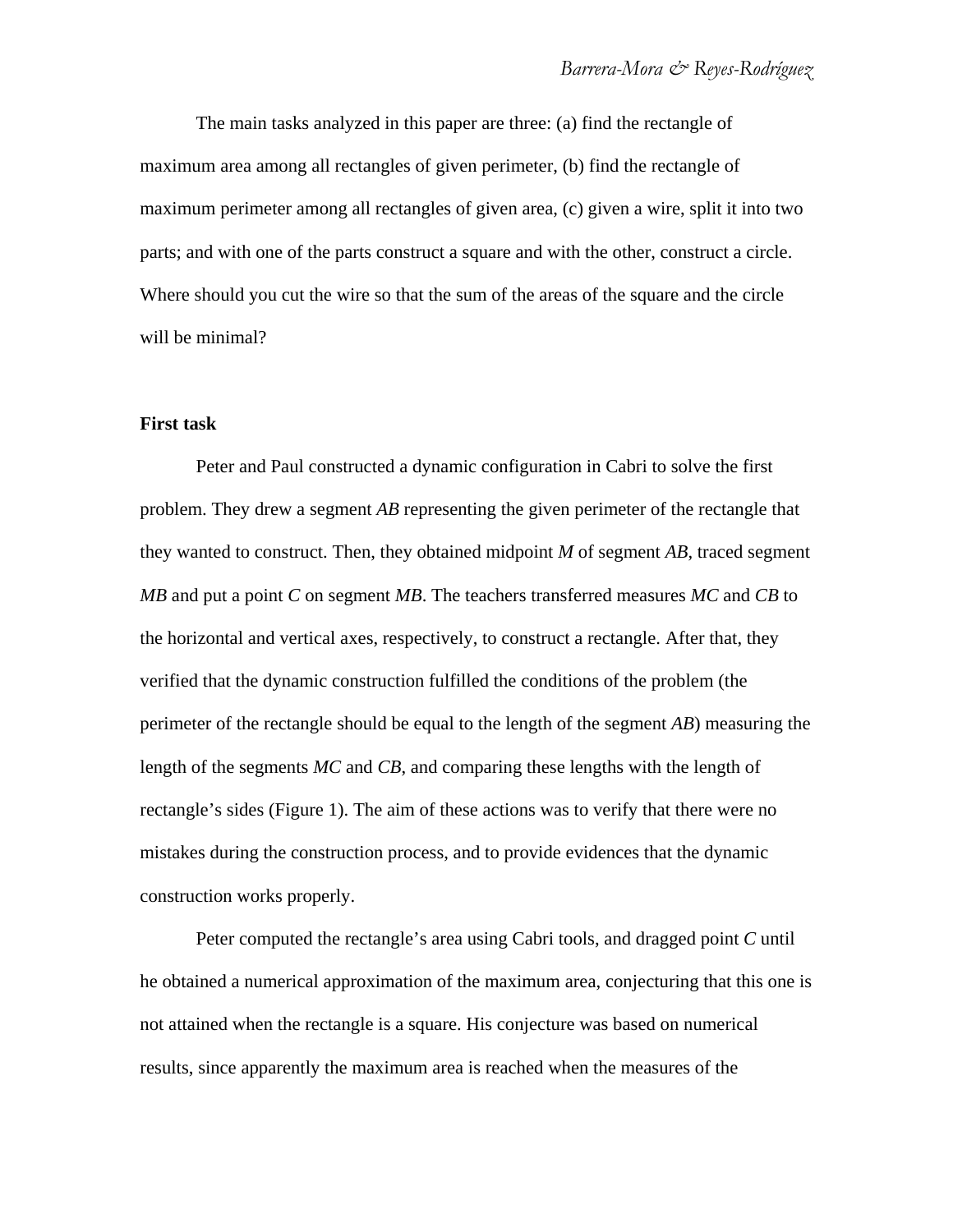The main tasks analyzed in this paper are three: (a) find the rectangle of maximum area among all rectangles of given perimeter, (b) find the rectangle of maximum perimeter among all rectangles of given area, (c) given a wire, split it into two parts; and with one of the parts construct a square and with the other, construct a circle. Where should you cut the wire so that the sum of the areas of the square and the circle will be minimal?

**First task**

Peter and Paul constructed a dynamic configuration in Cabri to solve the first problem. They drew a segment *AB* representing the given perimeter of the rectangle that they wanted to construct. Then, they obtained midpoint *M* of segment *AB*, traced segment *MB* and put a point *C* on segment *MB*. The teachers transferred measures *MC* and *CB* to the horizontal and vertical axes, respectively, to construct a rectangle. After that, they verified that the dynamic construction fulfilled the conditions of the problem (the perimeter of the rectangle should be equal to the length of the segment *AB*) measuring the length of the segments *MC* and *CB*, and comparing these lengths with the length of rectangle's sides (Figure 1). The aim of these actions was to verify that there were no mistakes during the construction process, and to provide evidences that the dynamic construction works properly.

Peter computed the rectangle's area using Cabri tools, and dragged point *C* until he obtained a numerical approximation of the maximum area, conjecturing that this one is not attained when the rectangle is a square. His conjecture was based on numerical results, since apparently the maximum area is reached when the measures of the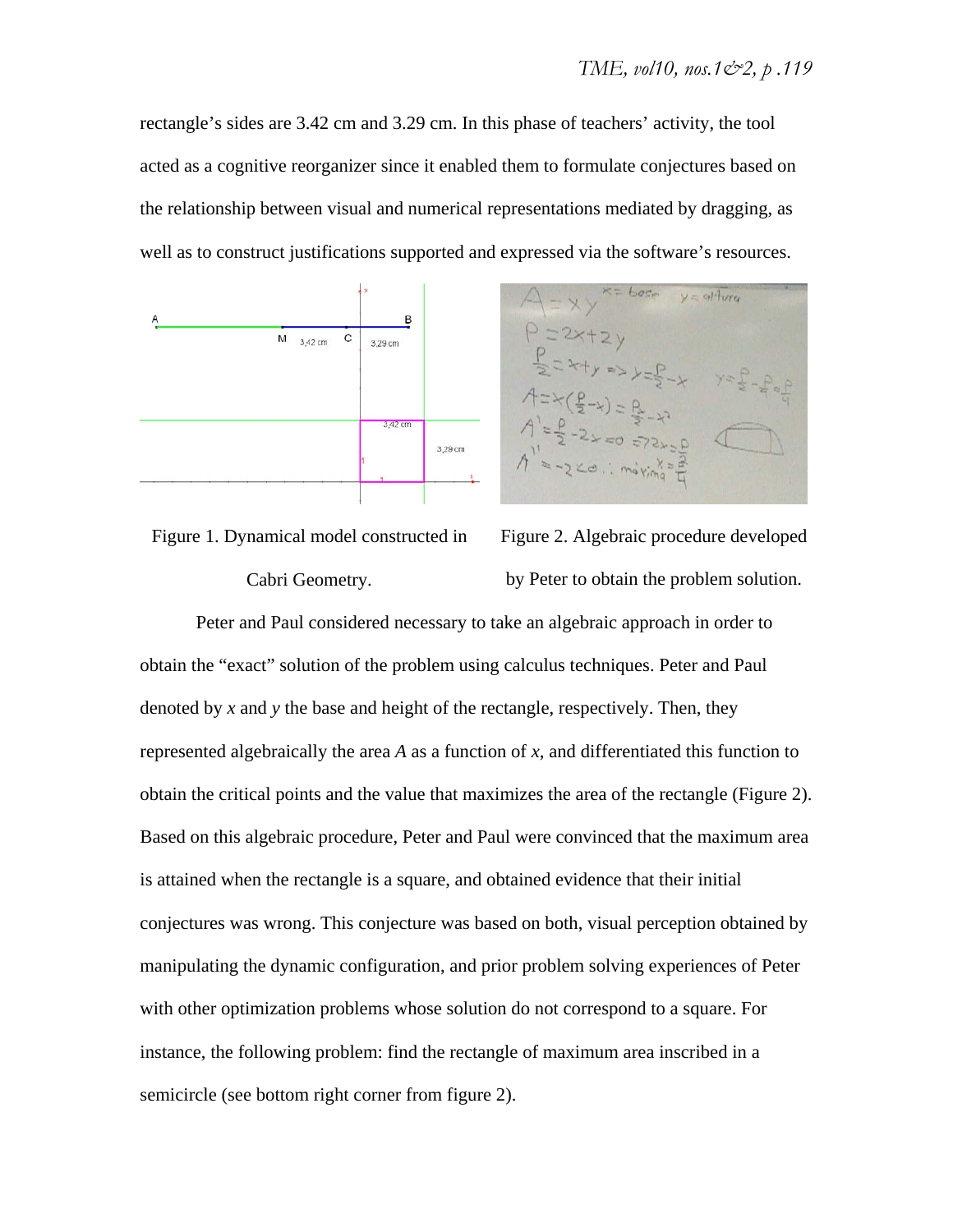rectangle's sides are 3.42 cm and 3.29 cm. In this phase of teachers' activity, the tool acted as a cognitive reorganizer since it enabled them to formulate conjectures based on the relationship between visual and numerical representations mediated by dragging, as well as to construct justifications supported and expressed via the software's resources.

Figure 1. Dynamical model constructed in Cabri Geometry.

Figure 2. Algebraic procedure developed by Peter to obtain the problem solution.

Peter and Paul considered necessary to take an algebraic approach in order to obtain the "exact" solution of the problem using calculus techniques. Peter and Paul denoted by *x* and *y* the base and height of the rectangle, respectively. Then, they represented algebraically the area *A* as a function of *x*, and differentiated this function to obtain the critical points and the value that maximizes the area of the rectangle (Figure 2). Based on this algebraic procedure, Peter and Paul were convinced that the maximum area is attained when the rectangle is a square, and obtained evidence that their initial conjectures was wrong. This conjecture was based on both, visual perception obtained by manipulating the dynamic configuration, and prior problem solving experiences of Peter with other optimization problems whose solution do not correspond to a square. For instance, the following problem: find the rectangle of maximum area inscribed in a semicircle (see bottom right corner from figure 2).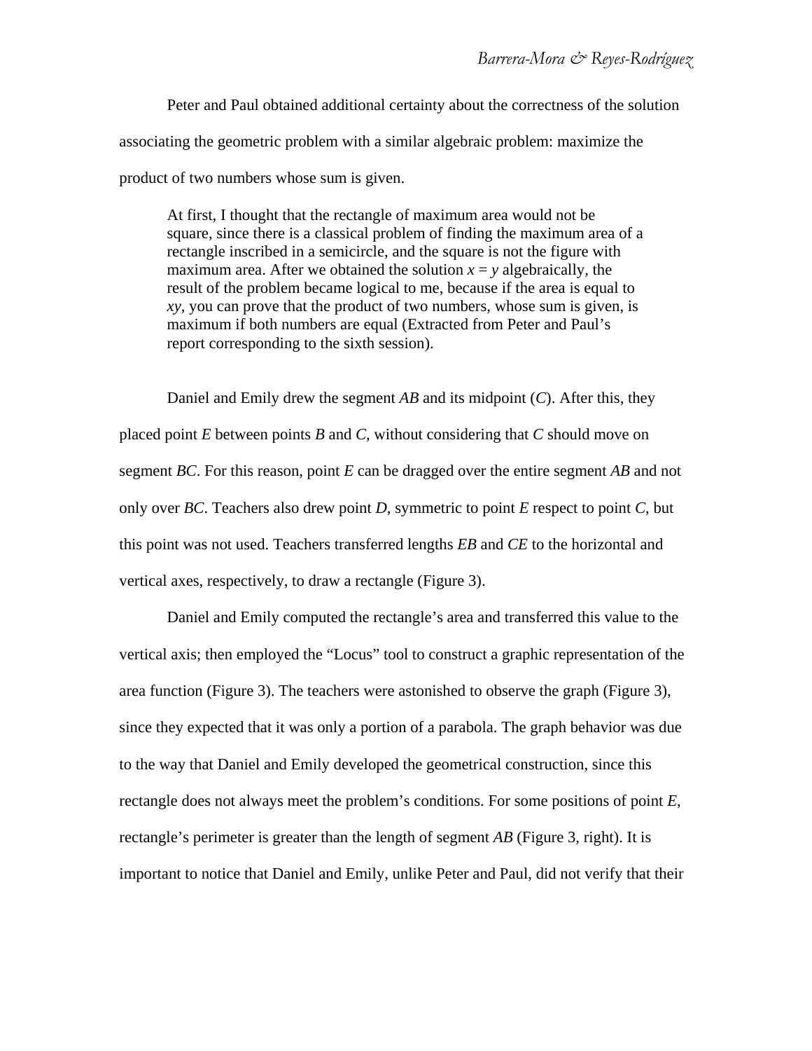Peter and Paul obtained additional certainty about the correctness of the solution associating the geometric problem with a similar algebraic problem: maximize the product of two numbers whose sum is given.

> At first, I thought that the rectangle of maximum area would not be square, since there is a classical problem of finding the maximum area of a rectangle inscribed in a semicircle, and the square is not the figure with maximum area. After we obtained the solution $x = y$ algebraically, the result of the problem became logical to me, because if the area is equal to $xy$, you can prove that the product of two numbers, whose sum is given, is maximum if both numbers are equal (Extracted from Peter and Paul's report corresponding to the sixth session).

Daniel and Emily drew the segment *AB* and its midpoint (*C*). After this, they placed point *E* between points *B* and *C*, without considering that *C* should move on segment *BC*. For this reason, point *E* can be dragged over the entire segment *AB* and not only over *BC*. Teachers also drew point *D*, symmetric to point *E* respect to point *C*, but this point was not used. Teachers transferred lengths *EB* and *CE* to the horizontal and vertical axes, respectively, to draw a rectangle (Figure 3).

Daniel and Emily computed the rectangle's area and transferred this value to the vertical axis; then employed the "Locus" tool to construct a graphic representation of the area function (Figure 3). The teachers were astonished to observe the graph (Figure 3), since they expected that it was only a portion of a parabola. The graph behavior was due to the way that Daniel and Emily developed the geometrical construction, since this rectangle does not always meet the problem's conditions. For some positions of point *E*, rectangle's perimeter is greater than the length of segment *AB* (Figure 3, right). It is important to notice that Daniel and Emily, unlike Peter and Paul, did not verify that their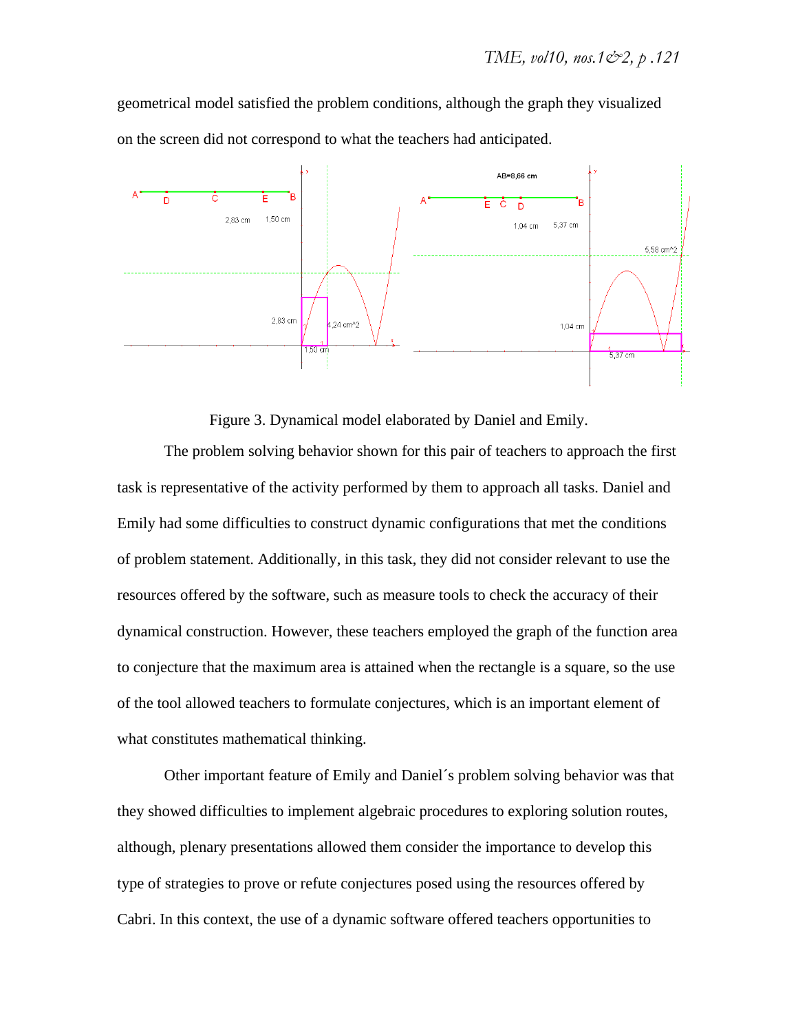geometrical model satisfied the problem conditions, although the graph they visualized on the screen did not correspond to what the teachers had anticipated.

A D C E B

2,83 cm 1,50 cm

2,83 cm

4,24 cm^2

1,50 cm

AB=8,66 cm

A E C D B

1,04 cm 5,37 cm

5,58 cm^2

1,04 cm

5,37 cm

Figure 3. Dynamical model elaborated by Daniel and Emily.

The problem solving behavior shown for this pair of teachers to approach the first task is representative of the activity performed by them to approach all tasks. Daniel and Emily had some difficulties to construct dynamic configurations that met the conditions of problem statement. Additionally, in this task, they did not consider relevant to use the resources offered by the software, such as measure tools to check the accuracy of their dynamical construction. However, these teachers employed the graph of the function area to conjecture that the maximum area is attained when the rectangle is a square, so the use of the tool allowed teachers to formulate conjectures, which is an important element of what constitutes mathematical thinking.

Other important feature of Emily and Daniel´s problem solving behavior was that they showed difficulties to implement algebraic procedures to exploring solution routes, although, plenary presentations allowed them consider the importance to develop this type of strategies to prove or refute conjectures posed using the resources offered by Cabri. In this context, the use of a dynamic software offered teachers opportunities to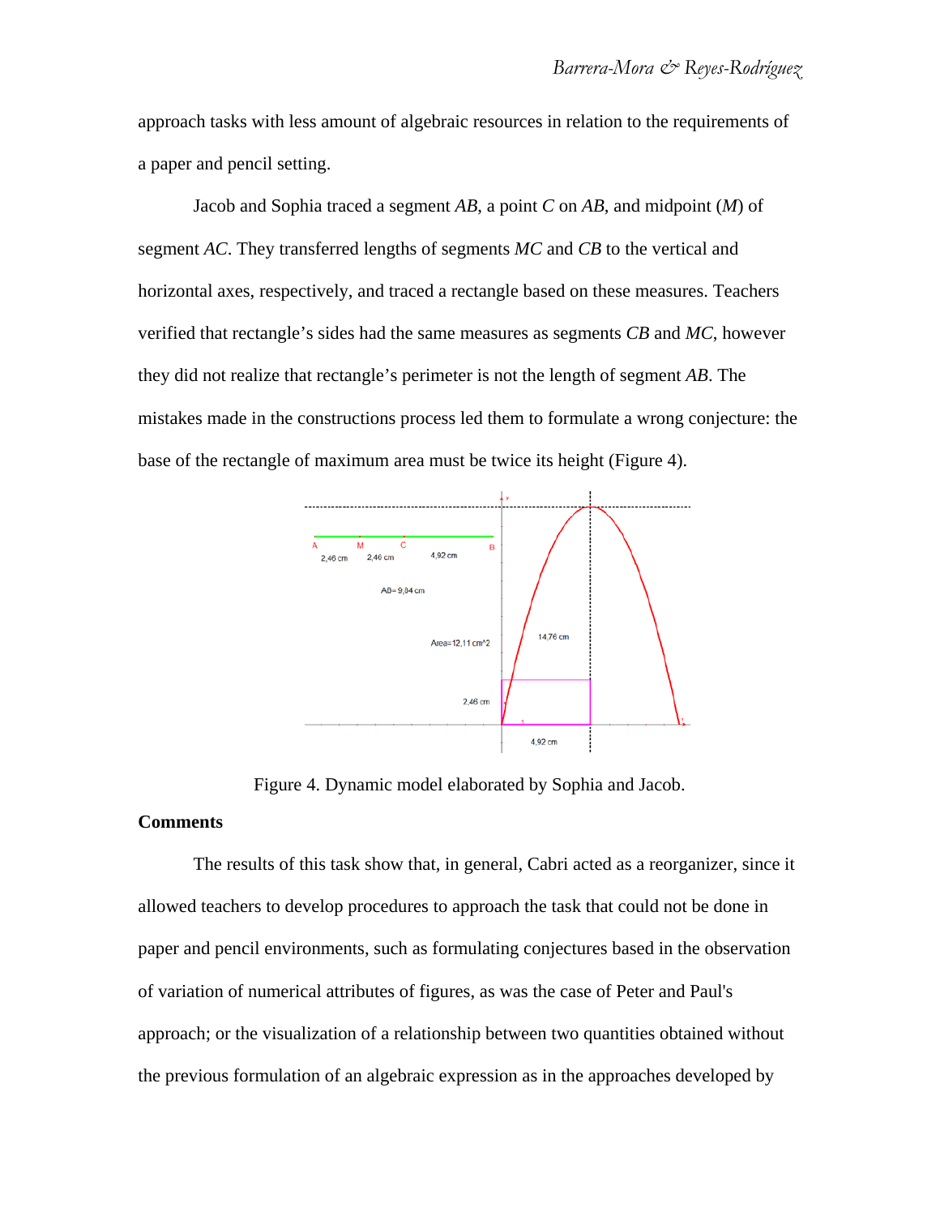approach tasks with less amount of algebraic resources in relation to the requirements of a paper and pencil setting.

Jacob and Sophia traced a segment *AB*, a point *C* on *AB*, and midpoint (*M*) of segment *AC*. They transferred lengths of segments *MC* and *CB* to the vertical and horizontal axes, respectively, and traced a rectangle based on these measures. Teachers verified that rectangle's sides had the same measures as segments *CB* and *MC*, however they did not realize that rectangle's perimeter is not the length of segment *AB*. The mistakes made in the constructions process led them to formulate a wrong conjecture: the base of the rectangle of maximum area must be twice its height (Figure 4).

A
M
C
B
2,46 cm
2,46 cm
4,92 cm
AB= 9,84 cm
Area=12,11 cm^2
14,76 cm
2,46 cm
4,92 cm

Figure 4. Dynamic model elaborated by Sophia and Jacob.

**Comments**

The results of this task show that, in general, Cabri acted as a reorganizer, since it allowed teachers to develop procedures to approach the task that could not be done in paper and pencil environments, such as formulating conjectures based in the observation of variation of numerical attributes of figures, as was the case of Peter and Paul's approach; or the visualization of a relationship between two quantities obtained without the previous formulation of an algebraic expression as in the approaches developed by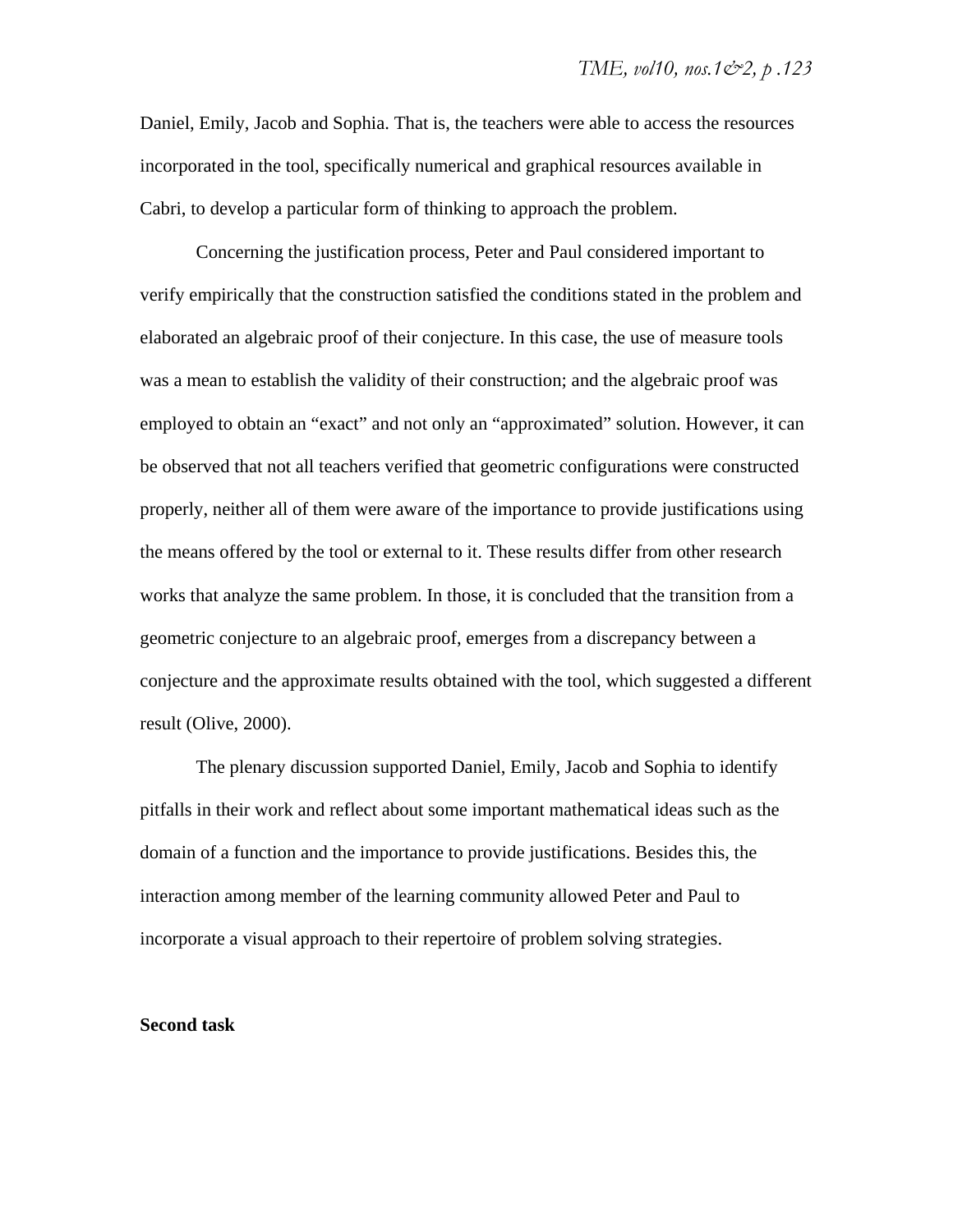Daniel, Emily, Jacob and Sophia. That is, the teachers were able to access the resources incorporated in the tool, specifically numerical and graphical resources available in Cabri, to develop a particular form of thinking to approach the problem.

Concerning the justification process, Peter and Paul considered important to verify empirically that the construction satisfied the conditions stated in the problem and elaborated an algebraic proof of their conjecture. In this case, the use of measure tools was a mean to establish the validity of their construction; and the algebraic proof was employed to obtain an "exact" and not only an "approximated" solution. However, it can be observed that not all teachers verified that geometric configurations were constructed properly, neither all of them were aware of the importance to provide justifications using the means offered by the tool or external to it. These results differ from other research works that analyze the same problem. In those, it is concluded that the transition from a geometric conjecture to an algebraic proof, emerges from a discrepancy between a conjecture and the approximate results obtained with the tool, which suggested a different result (Olive, 2000).

The plenary discussion supported Daniel, Emily, Jacob and Sophia to identify pitfalls in their work and reflect about some important mathematical ideas such as the domain of a function and the importance to provide justifications. Besides this, the interaction among member of the learning community allowed Peter and Paul to incorporate a visual approach to their repertoire of problem solving strategies.

**Second task**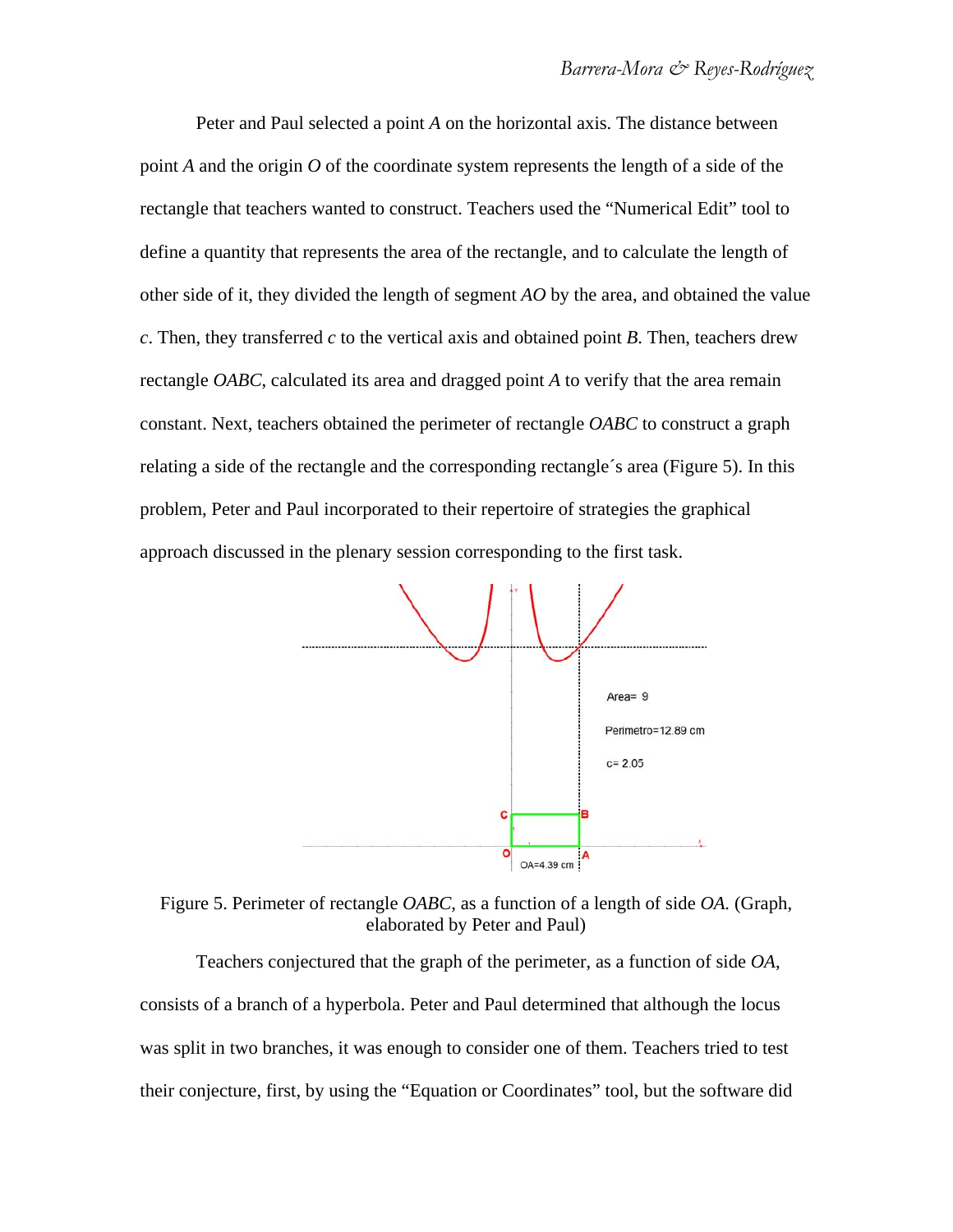Peter and Paul selected a point *A* on the horizontal axis. The distance between point *A* and the origin *O* of the coordinate system represents the length of a side of the rectangle that teachers wanted to construct. Teachers used the "Numerical Edit" tool to define a quantity that represents the area of the rectangle, and to calculate the length of other side of it, they divided the length of segment *AO* by the area, and obtained the value *c*. Then, they transferred *c* to the vertical axis and obtained point *B*. Then, teachers drew rectangle *OABC*, calculated its area and dragged point *A* to verify that the area remain constant. Next, teachers obtained the perimeter of rectangle *OABC* to construct a graph relating a side of the rectangle and the corresponding rectangle´s area (Figure 5). In this problem, Peter and Paul incorporated to their repertoire of strategies the graphical approach discussed in the plenary session corresponding to the first task.

Area= 9

Perimetro=12.89 cm

c= 2.05

C

B

O

A

OA=4.39 cm

Figure 5. Perimeter of rectangle *OABC*, as a function of a length of side *OA*. (Graph, elaborated by Peter and Paul)

Teachers conjectured that the graph of the perimeter, as a function of side *OA*, consists of a branch of a hyperbola. Peter and Paul determined that although the locus was split in two branches, it was enough to consider one of them. Teachers tried to test their conjecture, first, by using the "Equation or Coordinates" tool, but the software did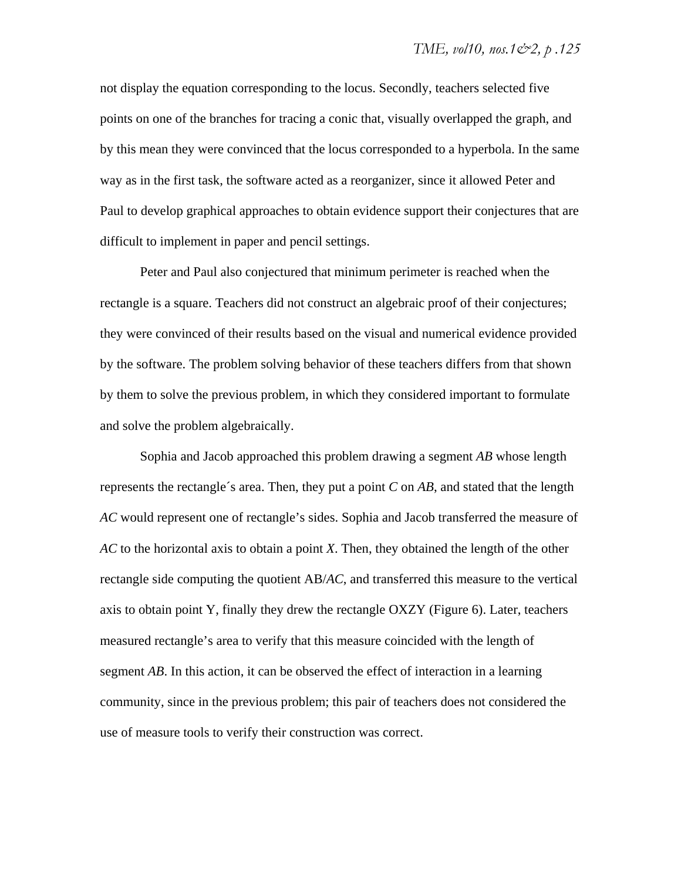not display the equation corresponding to the locus. Secondly, teachers selected five points on one of the branches for tracing a conic that, visually overlapped the graph, and by this mean they were convinced that the locus corresponded to a hyperbola. In the same way as in the first task, the software acted as a reorganizer, since it allowed Peter and Paul to develop graphical approaches to obtain evidence support their conjectures that are difficult to implement in paper and pencil settings.

Peter and Paul also conjectured that minimum perimeter is reached when the rectangle is a square. Teachers did not construct an algebraic proof of their conjectures; they were convinced of their results based on the visual and numerical evidence provided by the software. The problem solving behavior of these teachers differs from that shown by them to solve the previous problem, in which they considered important to formulate and solve the problem algebraically.

Sophia and Jacob approached this problem drawing a segment *AB* whose length represents the rectangle´s area. Then, they put a point *C* on *AB*, and stated that the length *AC* would represent one of rectangle's sides. Sophia and Jacob transferred the measure of *AC* to the horizontal axis to obtain a point *X*. Then, they obtained the length of the other rectangle side computing the quotient AB/*AC*, and transferred this measure to the vertical axis to obtain point Y, finally they drew the rectangle OXZY (Figure 6). Later, teachers measured rectangle's area to verify that this measure coincided with the length of segment *AB*. In this action, it can be observed the effect of interaction in a learning community, since in the previous problem; this pair of teachers does not considered the use of measure tools to verify their construction was correct.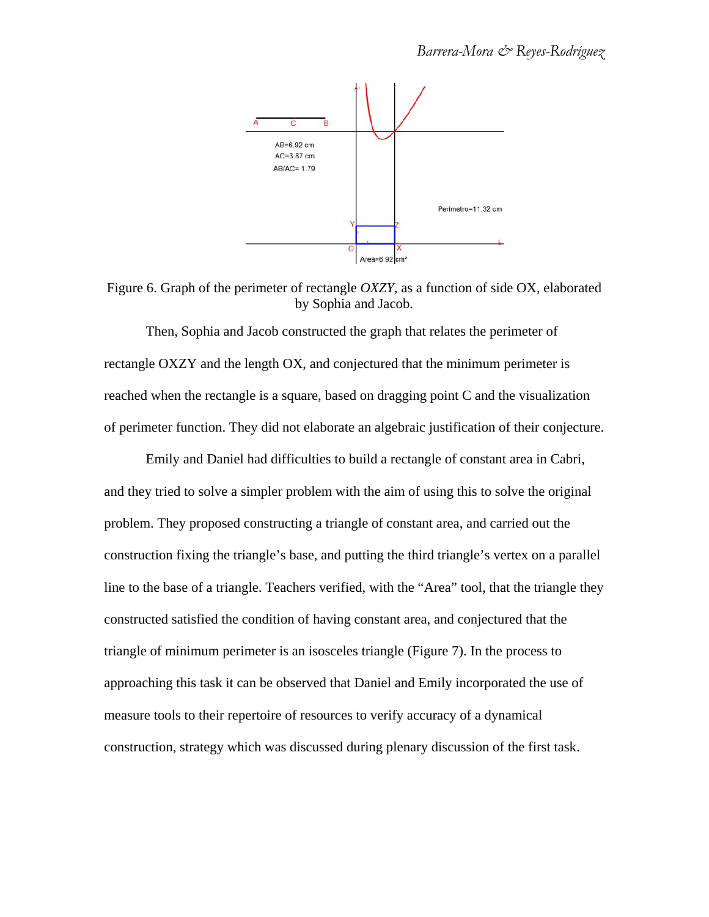A C B

AB=6.92 cm
AC=3.87 cm
AB/AC= 1.79

Perímetro=11.32 cm

Y Z
O X
Area=6.92 cm²

Figure 6. Graph of the perimeter of rectangle *OXZY*, as a function of side OX, elaborated by Sophia and Jacob.

Then, Sophia and Jacob constructed the graph that relates the perimeter of rectangle OXZY and the length OX, and conjectured that the minimum perimeter is reached when the rectangle is a square, based on dragging point C and the visualization of perimeter function. They did not elaborate an algebraic justification of their conjecture.

Emily and Daniel had difficulties to build a rectangle of constant area in Cabri, and they tried to solve a simpler problem with the aim of using this to solve the original problem. They proposed constructing a triangle of constant area, and carried out the construction fixing the triangle's base, and putting the third triangle's vertex on a parallel line to the base of a triangle. Teachers verified, with the "Area" tool, that the triangle they constructed satisfied the condition of having constant area, and conjectured that the triangle of minimum perimeter is an isosceles triangle (Figure 7). In the process to approaching this task it can be observed that Daniel and Emily incorporated the use of measure tools to their repertoire of resources to verify accuracy of a dynamical construction, strategy which was discussed during plenary discussion of the first task.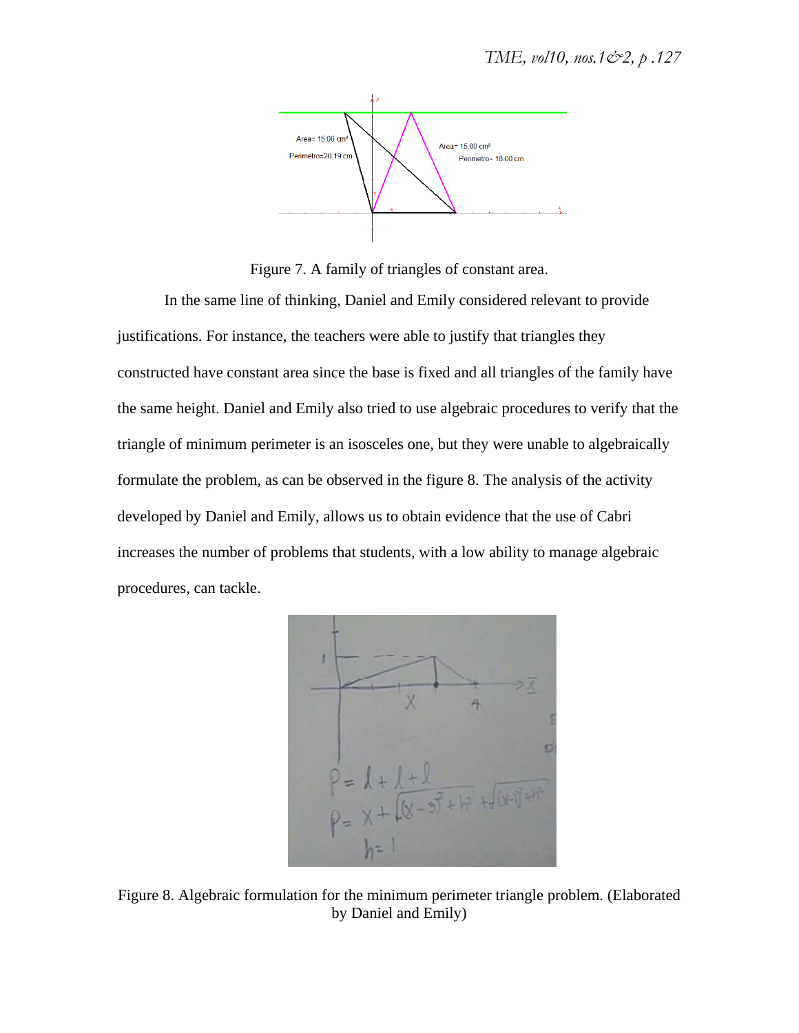Area= 15.00 cm²

Perimetro=20.19 cm

Area= 15.00 cm²

Perimetro= 18.00 cm

Figure 7. A family of triangles of constant area.

In the same line of thinking, Daniel and Emily considered relevant to provide justifications. For instance, the teachers were able to justify that triangles they constructed have constant area since the base is fixed and all triangles of the family have the same height. Daniel and Emily also tried to use algebraic procedures to verify that the triangle of minimum perimeter is an isosceles one, but they were unable to algebraically formulate the problem, as can be observed in the figure 8. The analysis of the activity developed by Daniel and Emily, allows us to obtain evidence that the use of Cabri increases the number of problems that students, with a low ability to manage algebraic procedures, can tackle.

Figure 8. Algebraic formulation for the minimum perimeter triangle problem. (Elaborated by Daniel and Emily)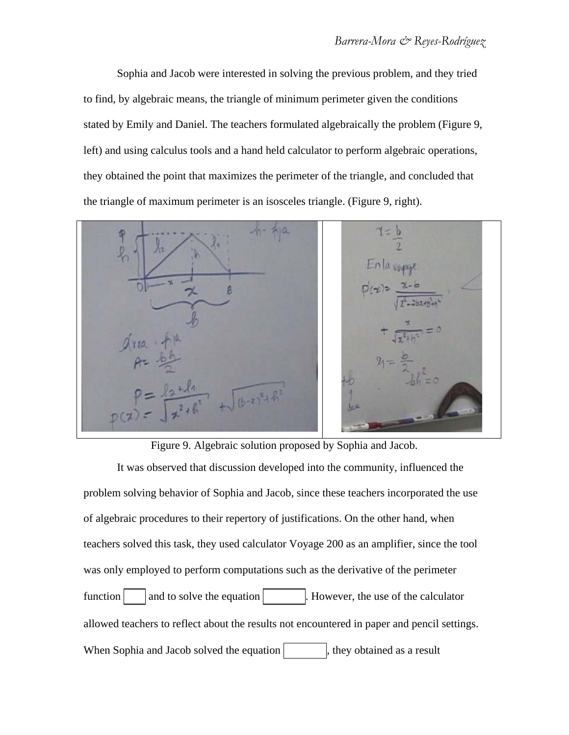Sophia and Jacob were interested in solving the previous problem, and they tried to find, by algebraic means, the triangle of minimum perimeter given the conditions stated by Emily and Daniel. The teachers formulated algebraically the problem (Figure 9, left) and using calculus tools and a hand held calculator to perform algebraic operations, they obtained the point that maximizes the perimeter of the triangle, and concluded that the triangle of maximum perimeter is an isosceles triangle. (Figure 9, right).

Figure 9. Algebraic solution proposed by Sophia and Jacob.

It was observed that discussion developed into the community, influenced the problem solving behavior of Sophia and Jacob, since these teachers incorporated the use of algebraic procedures to their repertory of justifications. On the other hand, when teachers solved this task, they used calculator Voyage 200 as an amplifier, since the tool was only employed to perform computations such as the derivative of the perimeter function [ ] and to solve the equation [ ]. However, the use of the calculator allowed teachers to reflect about the results not encountered in paper and pencil settings. When Sophia and Jacob solved the equation [ ], they obtained as a result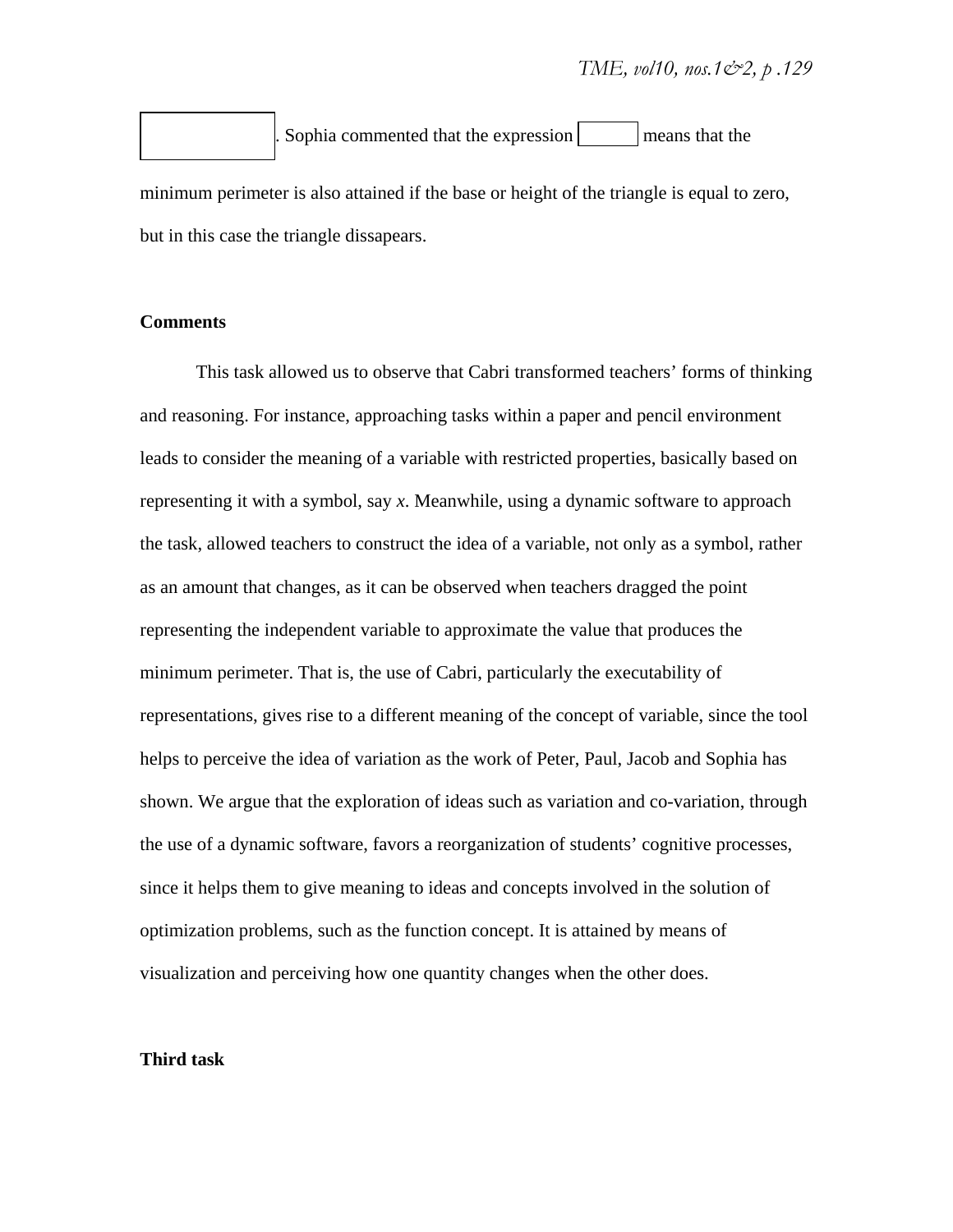. Sophia commented that the expression  means that the minimum perimeter is also attained if the base or height of the triangle is equal to zero, but in this case the triangle dissapears.

**Comments**

This task allowed us to observe that Cabri transformed teachers' forms of thinking and reasoning. For instance, approaching tasks within a paper and pencil environment leads to consider the meaning of a variable with restricted properties, basically based on representing it with a symbol, say $x$. Meanwhile, using a dynamic software to approach the task, allowed teachers to construct the idea of a variable, not only as a symbol, rather as an amount that changes, as it can be observed when teachers dragged the point representing the independent variable to approximate the value that produces the minimum perimeter. That is, the use of Cabri, particularly the executability of representations, gives rise to a different meaning of the concept of variable, since the tool helps to perceive the idea of variation as the work of Peter, Paul, Jacob and Sophia has shown. We argue that the exploration of ideas such as variation and co-variation, through the use of a dynamic software, favors a reorganization of students' cognitive processes, since it helps them to give meaning to ideas and concepts involved in the solution of optimization problems, such as the function concept. It is attained by means of visualization and perceiving how one quantity changes when the other does.

**Third task**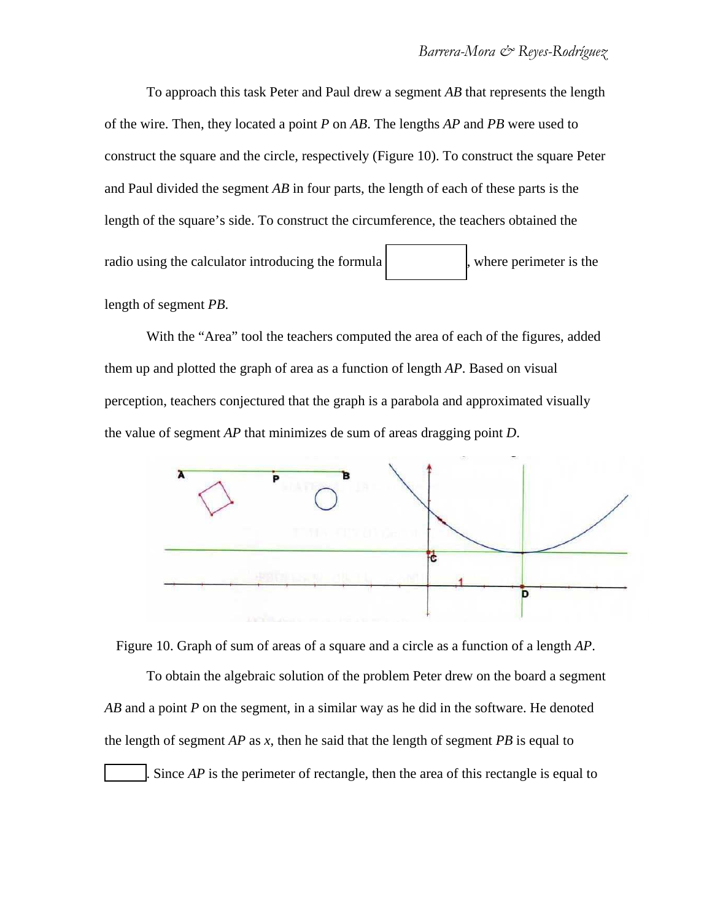To approach this task Peter and Paul drew a segment *AB* that represents the length of the wire. Then, they located a point *P* on *AB*. The lengths *AP* and *PB* were used to construct the square and the circle, respectively (Figure 10). To construct the square Peter and Paul divided the segment *AB* in four parts, the length of each of these parts is the length of the square's side. To construct the circumference, the teachers obtained the radio using the calculator introducing the formula , where perimeter is the length of segment *PB*.

With the "Area" tool the teachers computed the area of each of the figures, added them up and plotted the graph of area as a function of length *AP*. Based on visual perception, teachers conjectured that the graph is a parabola and approximated visually the value of segment *AP* that minimizes de sum of areas dragging point *D*.

A

P

B

C

1

D

Figure 10. Graph of sum of areas of a square and a circle as a function of a length *AP*.

To obtain the algebraic solution of the problem Peter drew on the board a segment *AB* and a point *P* on the segment, in a similar way as he did in the software. He denoted the length of segment *AP* as *x*, then he said that the length of segment *PB* is equal to . Since *AP* is the perimeter of rectangle, then the area of this rectangle is equal to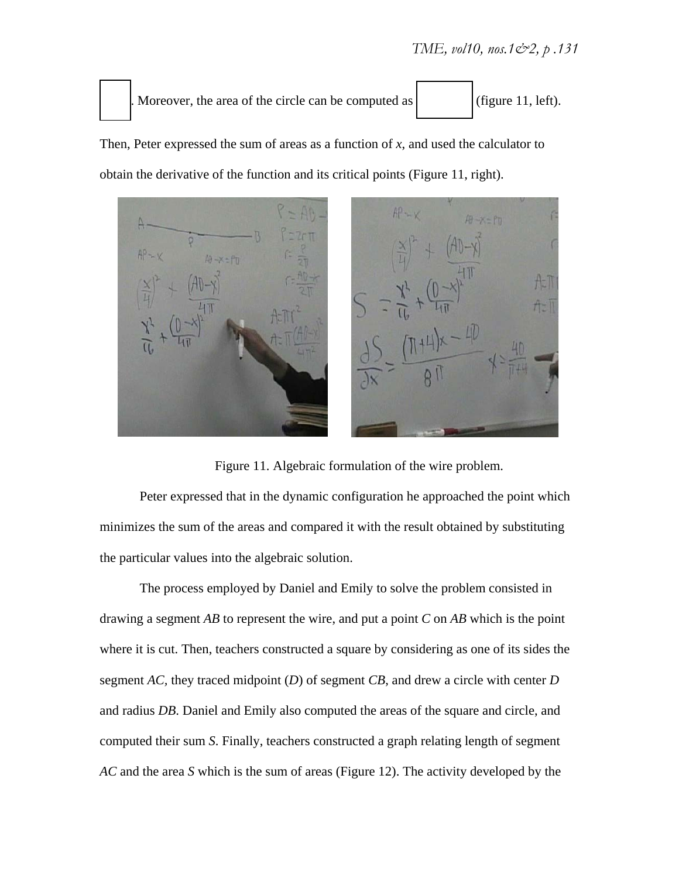. Moreover, the area of the circle can be computed as (figure 11, left).

Then, Peter expressed the sum of areas as a function of $x$, and used the calculator to obtain the derivative of the function and its critical points (Figure 11, right).

Figure 11. Algebraic formulation of the wire problem.

Peter expressed that in the dynamic configuration he approached the point which minimizes the sum of the areas and compared it with the result obtained by substituting the particular values into the algebraic solution.

The process employed by Daniel and Emily to solve the problem consisted in drawing a segment *AB* to represent the wire, and put a point *C* on *AB* which is the point where it is cut. Then, teachers constructed a square by considering as one of its sides the segment *AC*, they traced midpoint (*D*) of segment *CB*, and drew a circle with center *D* and radius *DB*. Daniel and Emily also computed the areas of the square and circle, and computed their sum *S*. Finally, teachers constructed a graph relating length of segment *AC* and the area *S* which is the sum of areas (Figure 12). The activity developed by the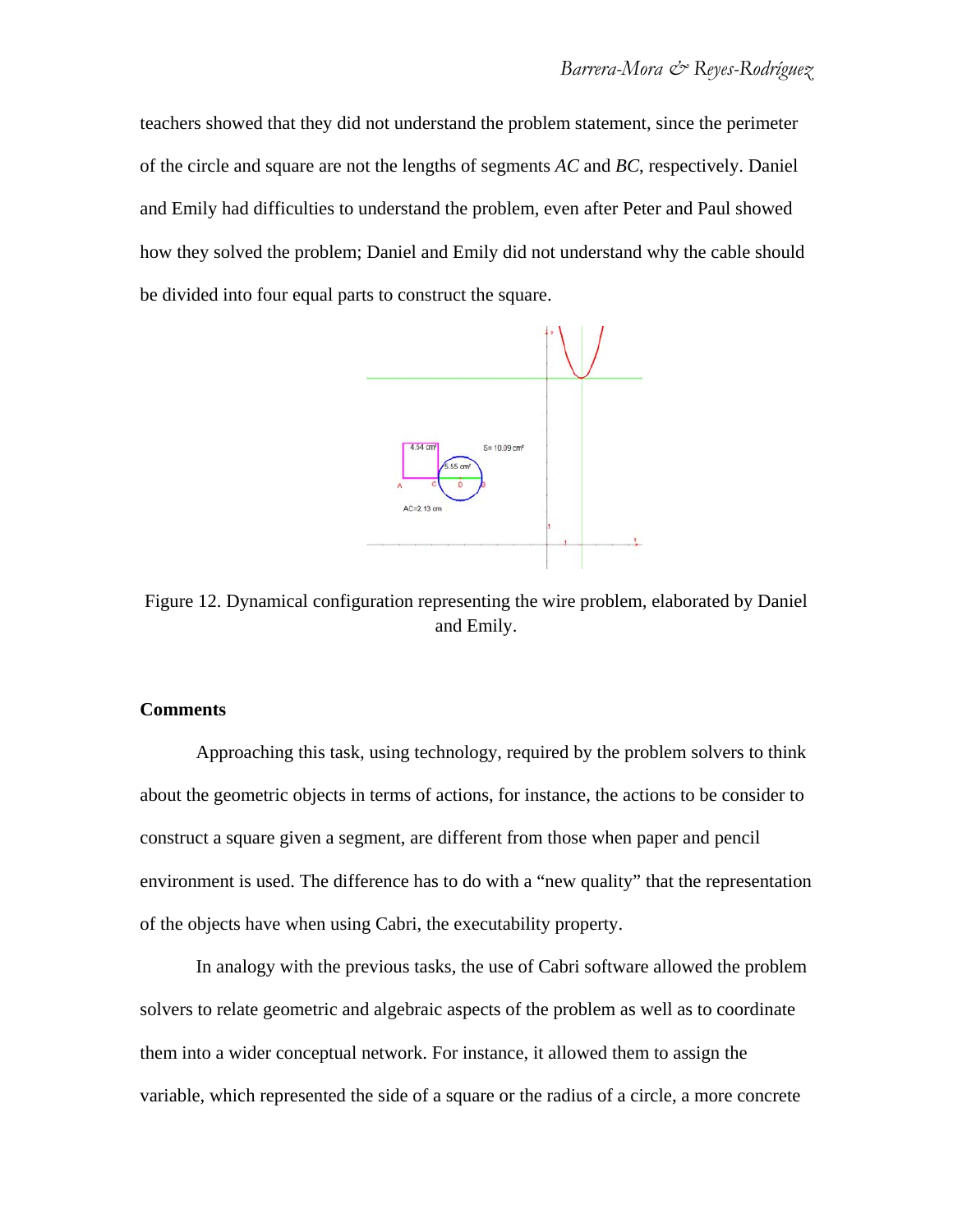teachers showed that they did not understand the problem statement, since the perimeter of the circle and square are not the lengths of segments *AC* and *BC*, respectively. Daniel and Emily had difficulties to understand the problem, even after Peter and Paul showed how they solved the problem; Daniel and Emily did not understand why the cable should be divided into four equal parts to construct the square.

4.54 cm²

5.55 cm²

S= 10.09 cm²

A C D B

AC=2.13 cm

Figure 12. Dynamical configuration representing the wire problem, elaborated by Daniel and Emily.

### Comments

Approaching this task, using technology, required by the problem solvers to think about the geometric objects in terms of actions, for instance, the actions to be consider to construct a square given a segment, are different from those when paper and pencil environment is used. The difference has to do with a "new quality" that the representation of the objects have when using Cabri, the executability property.

In analogy with the previous tasks, the use of Cabri software allowed the problem solvers to relate geometric and algebraic aspects of the problem as well as to coordinate them into a wider conceptual network. For instance, it allowed them to assign the variable, which represented the side of a square or the radius of a circle, a more concrete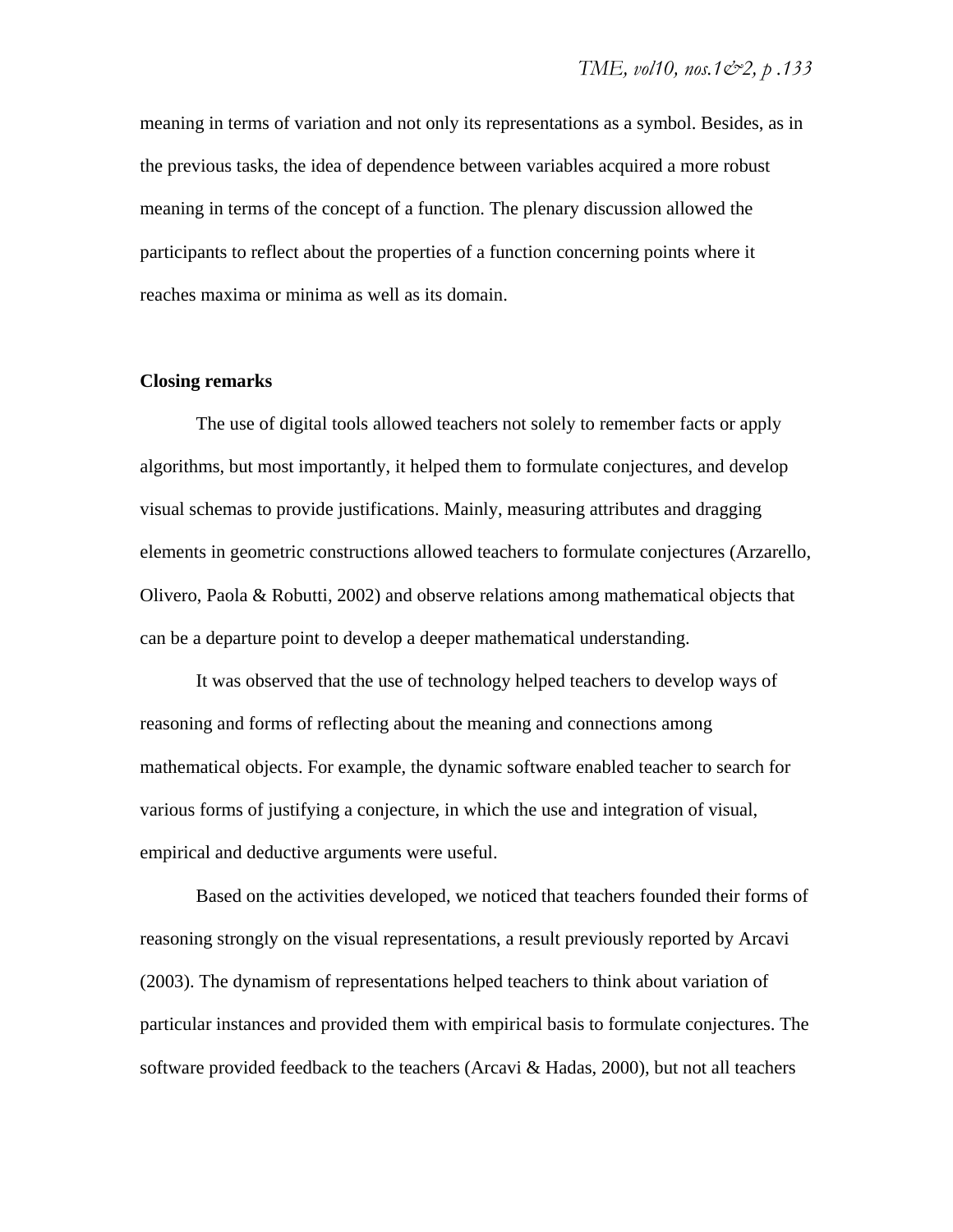meaning in terms of variation and not only its representations as a symbol. Besides, as in the previous tasks, the idea of dependence between variables acquired a more robust meaning in terms of the concept of a function. The plenary discussion allowed the participants to reflect about the properties of a function concerning points where it reaches maxima or minima as well as its domain.

**Closing remarks**

The use of digital tools allowed teachers not solely to remember facts or apply algorithms, but most importantly, it helped them to formulate conjectures, and develop visual schemas to provide justifications. Mainly, measuring attributes and dragging elements in geometric constructions allowed teachers to formulate conjectures (Arzarello, Olivero, Paola & Robutti, 2002) and observe relations among mathematical objects that can be a departure point to develop a deeper mathematical understanding.

It was observed that the use of technology helped teachers to develop ways of reasoning and forms of reflecting about the meaning and connections among mathematical objects. For example, the dynamic software enabled teacher to search for various forms of justifying a conjecture, in which the use and integration of visual, empirical and deductive arguments were useful.

Based on the activities developed, we noticed that teachers founded their forms of reasoning strongly on the visual representations, a result previously reported by Arcavi (2003). The dynamism of representations helped teachers to think about variation of particular instances and provided them with empirical basis to formulate conjectures. The software provided feedback to the teachers (Arcavi & Hadas, 2000), but not all teachers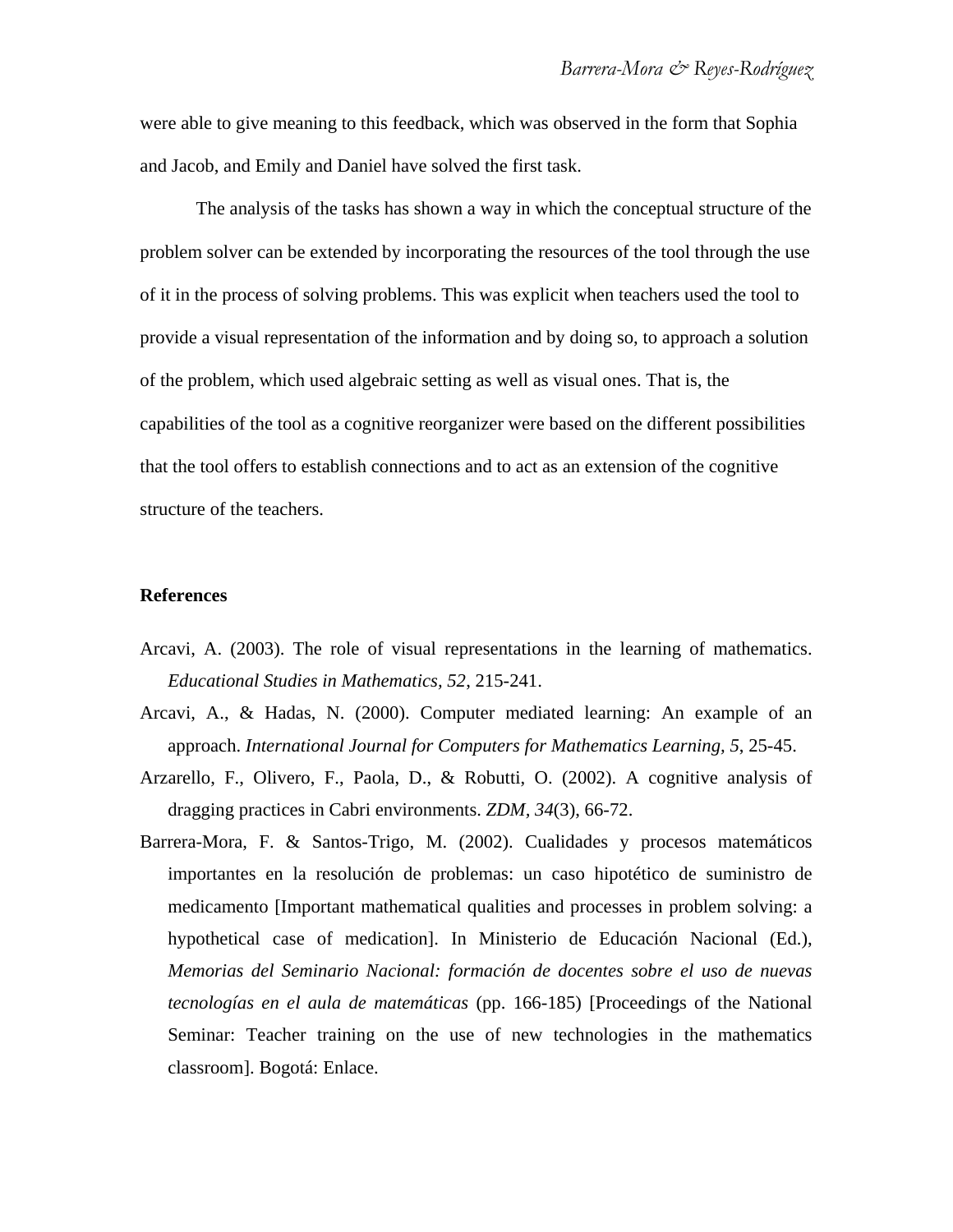were able to give meaning to this feedback, which was observed in the form that Sophia and Jacob, and Emily and Daniel have solved the first task.

The analysis of the tasks has shown a way in which the conceptual structure of the problem solver can be extended by incorporating the resources of the tool through the use of it in the process of solving problems. This was explicit when teachers used the tool to provide a visual representation of the information and by doing so, to approach a solution of the problem, which used algebraic setting as well as visual ones. That is, the capabilities of the tool as a cognitive reorganizer were based on the different possibilities that the tool offers to establish connections and to act as an extension of the cognitive structure of the teachers.

## References

Arcavi, A. (2003). The role of visual representations in the learning of mathematics. *Educational Studies in Mathematics, 52*, 215-241.

Arcavi, A., & Hadas, N. (2000). Computer mediated learning: An example of an approach. *International Journal for Computers for Mathematics Learning, 5*, 25-45.

Arzarello, F., Olivero, F., Paola, D., & Robutti, O. (2002). A cognitive analysis of dragging practices in Cabri environments. *ZDM, 34*(3), 66-72.

Barrera-Mora, F. & Santos-Trigo, M. (2002). Cualidades y procesos matemáticos importantes en la resolución de problemas: un caso hipotético de suministro de medicamento [Important mathematical qualities and processes in problem solving: a hypothetical case of medication]. In Ministerio de Educación Nacional (Ed.), *Memorias del Seminario Nacional: formación de docentes sobre el uso de nuevas tecnologías en el aula de matemáticas* (pp. 166-185) [Proceedings of the National Seminar: Teacher training on the use of new technologies in the mathematics classroom]. Bogotá: Enlace.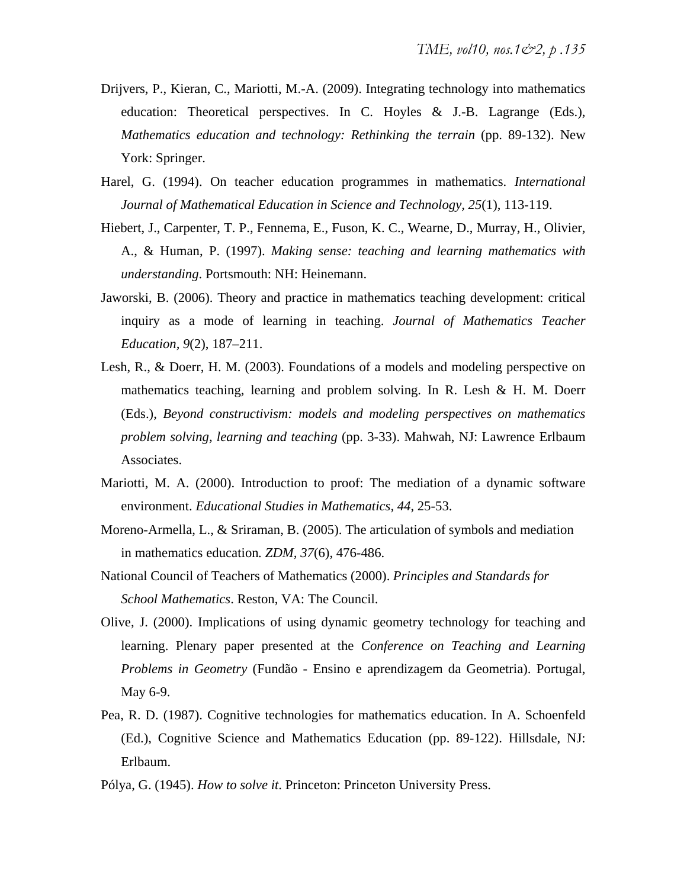Drijvers, P., Kieran, C., Mariotti, M.-A. (2009). Integrating technology into mathematics education: Theoretical perspectives. In C. Hoyles & J.-B. Lagrange (Eds.), *Mathematics education and technology: Rethinking the terrain* (pp. 89-132). New York: Springer.

Harel, G. (1994). On teacher education programmes in mathematics. *International Journal of Mathematical Education in Science and Technology, 25*(1), 113-119.

Hiebert, J., Carpenter, T. P., Fennema, E., Fuson, K. C., Wearne, D., Murray, H., Olivier, A., & Human, P. (1997). *Making sense: teaching and learning mathematics with understanding*. Portsmouth: NH: Heinemann.

Jaworski, B. (2006). Theory and practice in mathematics teaching development: critical inquiry as a mode of learning in teaching. *Journal of Mathematics Teacher Education, 9*(2), 187–211.

Lesh, R., & Doerr, H. M. (2003). Foundations of a models and modeling perspective on mathematics teaching, learning and problem solving. In R. Lesh & H. M. Doerr (Eds.), *Beyond constructivism: models and modeling perspectives on mathematics problem solving, learning and teaching* (pp. 3-33). Mahwah, NJ: Lawrence Erlbaum Associates.

Mariotti, M. A. (2000). Introduction to proof: The mediation of a dynamic software environment. *Educational Studies in Mathematics, 44*, 25-53.

Moreno-Armella, L., & Sriraman, B. (2005). The articulation of symbols and mediation in mathematics education*. ZDM, 37*(6), 476-486.

National Council of Teachers of Mathematics (2000). *Principles and Standards for School Mathematics*. Reston, VA: The Council.

Olive, J. (2000). Implications of using dynamic geometry technology for teaching and learning. Plenary paper presented at the *Conference on Teaching and Learning Problems in Geometry* (Fundão - Ensino e aprendizagem da Geometria). Portugal, May 6-9.

Pea, R. D. (1987). Cognitive technologies for mathematics education. In A. Schoenfeld (Ed.), Cognitive Science and Mathematics Education (pp. 89-122). Hillsdale, NJ: Erlbaum.

Pólya, G. (1945). *How to solve it*. Princeton: Princeton University Press.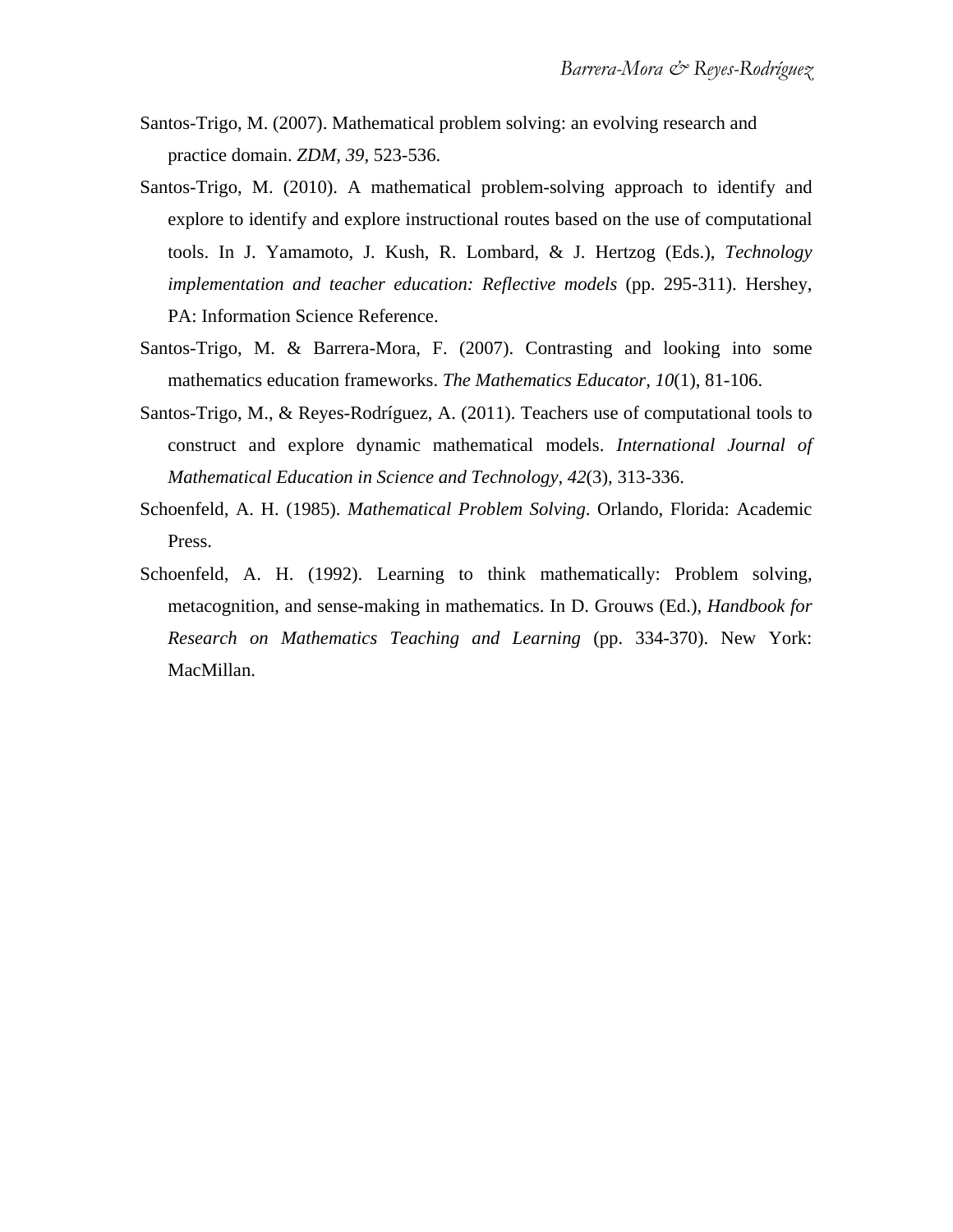Santos-Trigo, M. (2007). Mathematical problem solving: an evolving research and practice domain. *ZDM, 39*, 523-536.

Santos-Trigo, M. (2010). A mathematical problem-solving approach to identify and explore to identify and explore instructional routes based on the use of computational tools. In J. Yamamoto, J. Kush, R. Lombard, & J. Hertzog (Eds.), *Technology implementation and teacher education: Reflective models* (pp. 295-311). Hershey, PA: Information Science Reference.

Santos-Trigo, M. & Barrera-Mora, F. (2007). Contrasting and looking into some mathematics education frameworks. *The Mathematics Educator, 10*(1), 81-106.

Santos-Trigo, M., & Reyes-Rodríguez, A. (2011). Teachers use of computational tools to construct and explore dynamic mathematical models. *International Journal of Mathematical Education in Science and Technology, 42*(3), 313-336.

Schoenfeld, A. H. (1985). *Mathematical Problem Solving*. Orlando, Florida: Academic Press.

Schoenfeld, A. H. (1992). Learning to think mathematically: Problem solving, metacognition, and sense-making in mathematics. In D. Grouws (Ed.), *Handbook for Research on Mathematics Teaching and Learning* (pp. 334-370). New York: MacMillan.